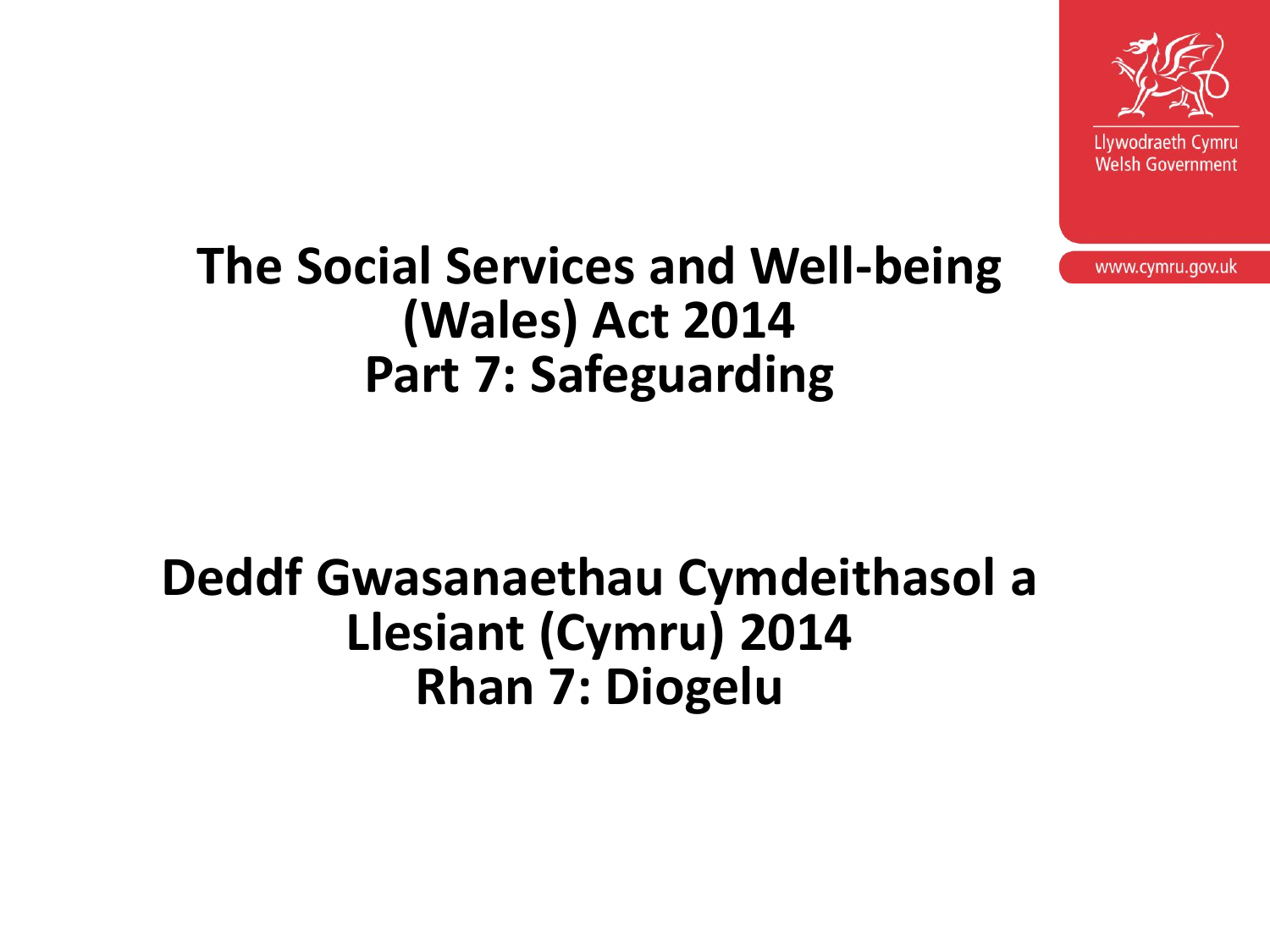Llywodraeth Cymru
Welsh Government

www.cymru.gov.uk

# The Social Services and Well-being (Wales) Act 2014
# Part 7: Safeguarding

# Deddf Gwasanaethau Cymdeithasol a Llesiant (Cymru) 2014
# Rhan 7: Diogelu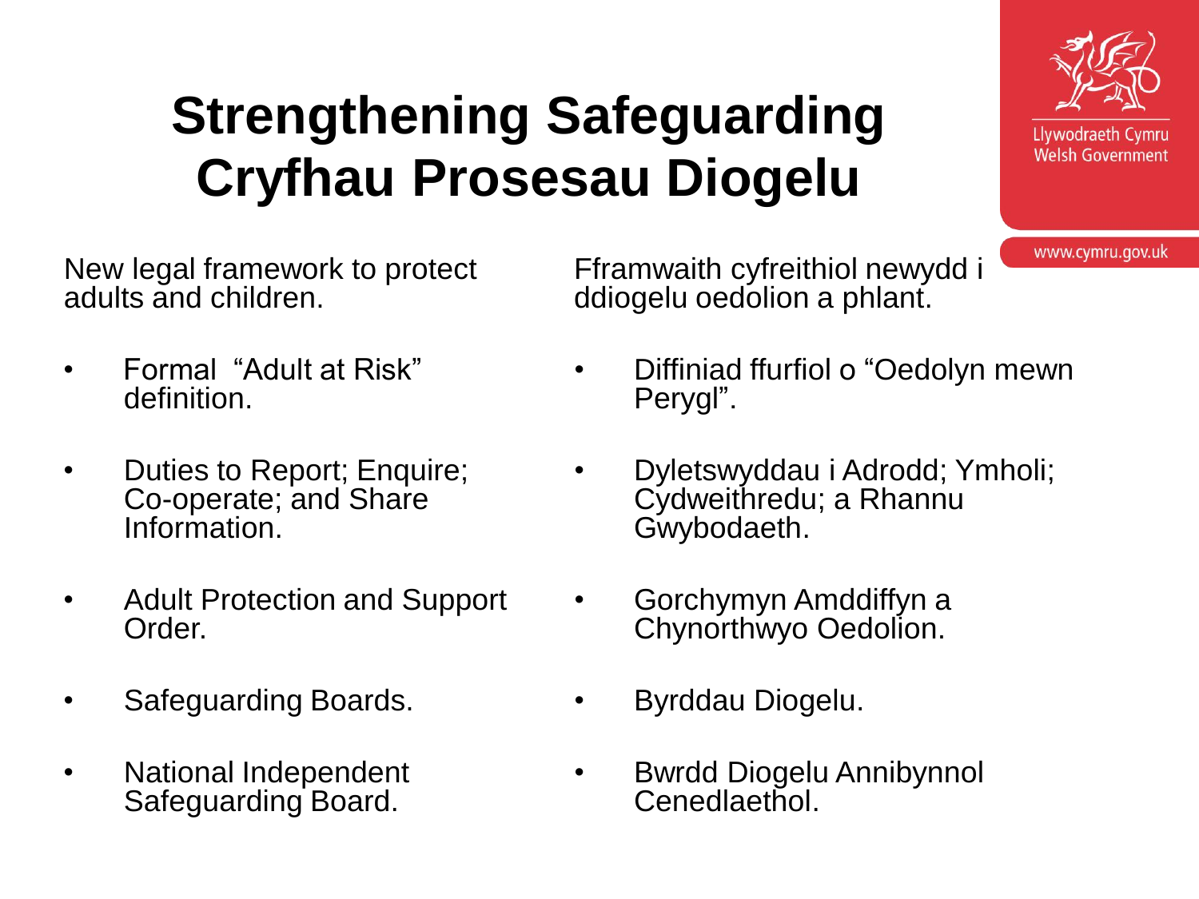# Strengthening Safeguarding
# Cryfhau Prosesau Diogelu

Llywodraeth Cymru
Welsh Government

www.cymru.gov.uk

New legal framework to protect adults and children.

- Formal "Adult at Risk" definition.
- Duties to Report; Enquire; Co-operate; and Share Information.
- Adult Protection and Support Order.
- Safeguarding Boards.
- National Independent Safeguarding Board.

Fframwaith cyfreithiol newydd i ddiogelu oedolion a phlant.

- Diffiniad ffurfiol o "Oedolyn mewn Perygl".
- Dyletswyddau i Adrodd; Ymholi; Cydweithredu; a Rhannu Gwybodaeth.
- Gorchymyn Amddiffyn a Chynorthwyo Oedolion.
- Byrddau Diogelu.
- Bwrdd Diogelu Annibynnol Cenedlaethol.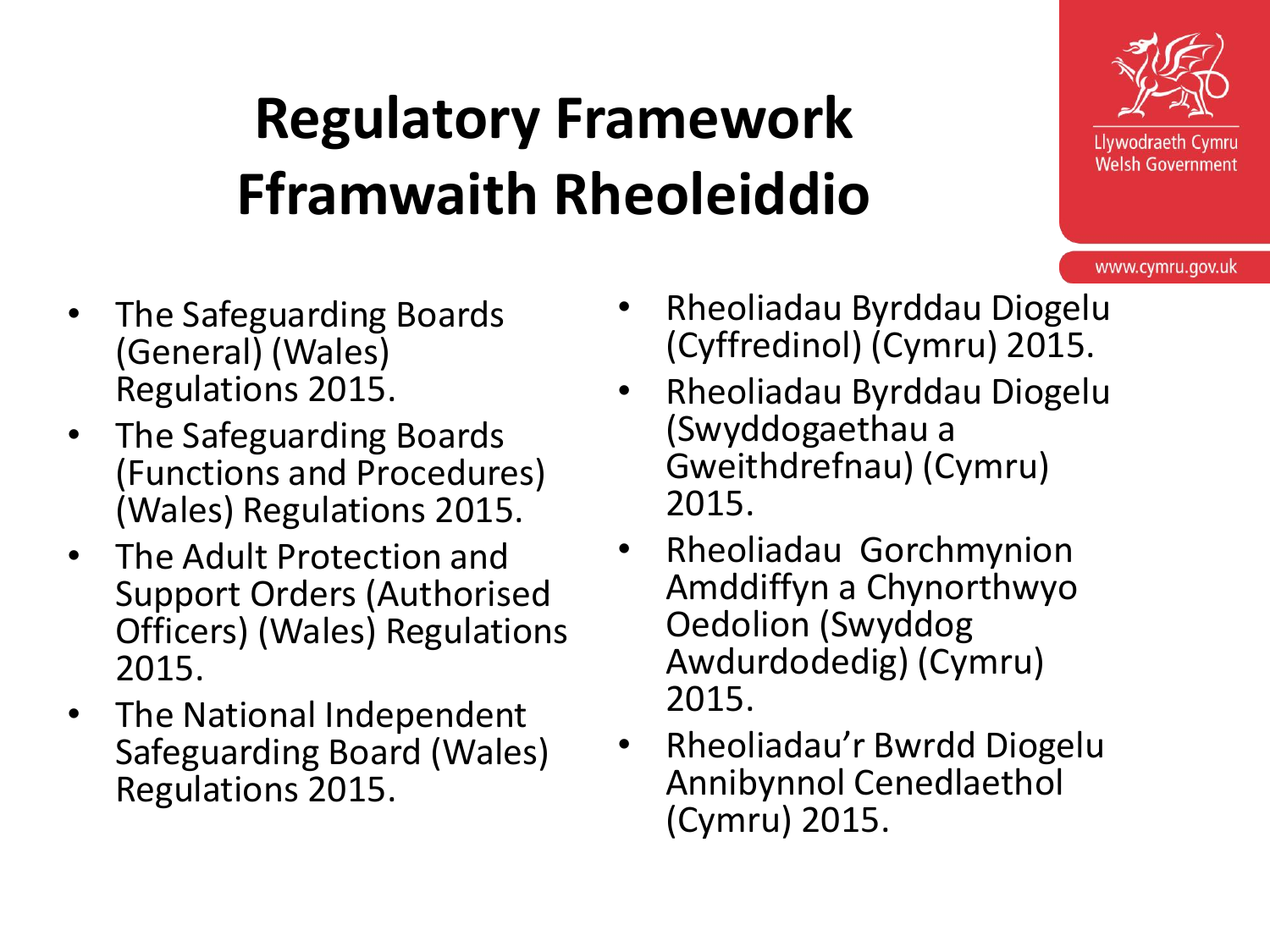# Regulatory Framework
# Fframwaith Rheoleiddio

- The Safeguarding Boards (General) (Wales) Regulations 2015.
- The Safeguarding Boards (Functions and Procedures) (Wales) Regulations 2015.
- The Adult Protection and Support Orders (Authorised Officers) (Wales) Regulations 2015.
- The National Independent Safeguarding Board (Wales) Regulations 2015.

- Rheoliadau Byrddau Diogelu (Cyffredinol) (Cymru) 2015.
- Rheoliadau Byrddau Diogelu (Swyddogaethau a Gweithdrefnau) (Cymru) 2015.
- Rheoliadau Gorchmynion Amddiffyn a Chynorthwyo Oedolion (Swyddog Awdurdodedig) (Cymru) 2015.
- Rheoliadau'r Bwrdd Diogelu Annibynnol Cenedlaethol (Cymru) 2015.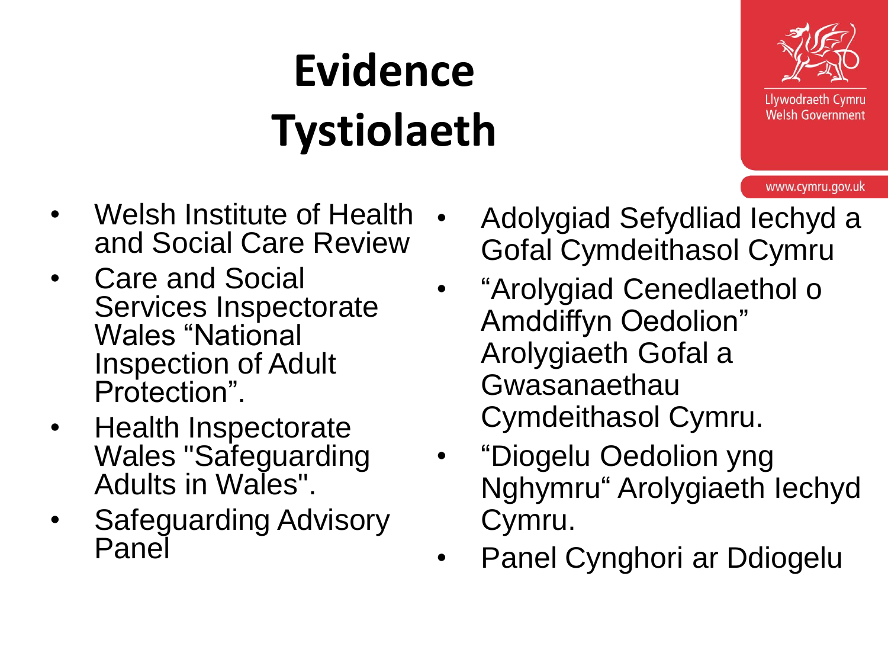# Evidence
# Tystiolaeth

- Welsh Institute of Health and Social Care Review
- Care and Social Services Inspectorate Wales “National Inspection of Adult Protection”.
- Health Inspectorate Wales "Safeguarding Adults in Wales".
- Safeguarding Advisory Panel

- Adolygiad Sefydliad Iechyd a Gofal Cymdeithasol Cymru
- “Arolygiad Cenedlaethol o Amddiffyn Oedolion” Arolygiaeth Gofal a Gwasanaethau Cymdeithasol Cymru.
- “Diogelu Oedolion yng Nghymru“ Arolygiaeth Iechyd Cymru.
- Panel Cynghori ar Ddiogelu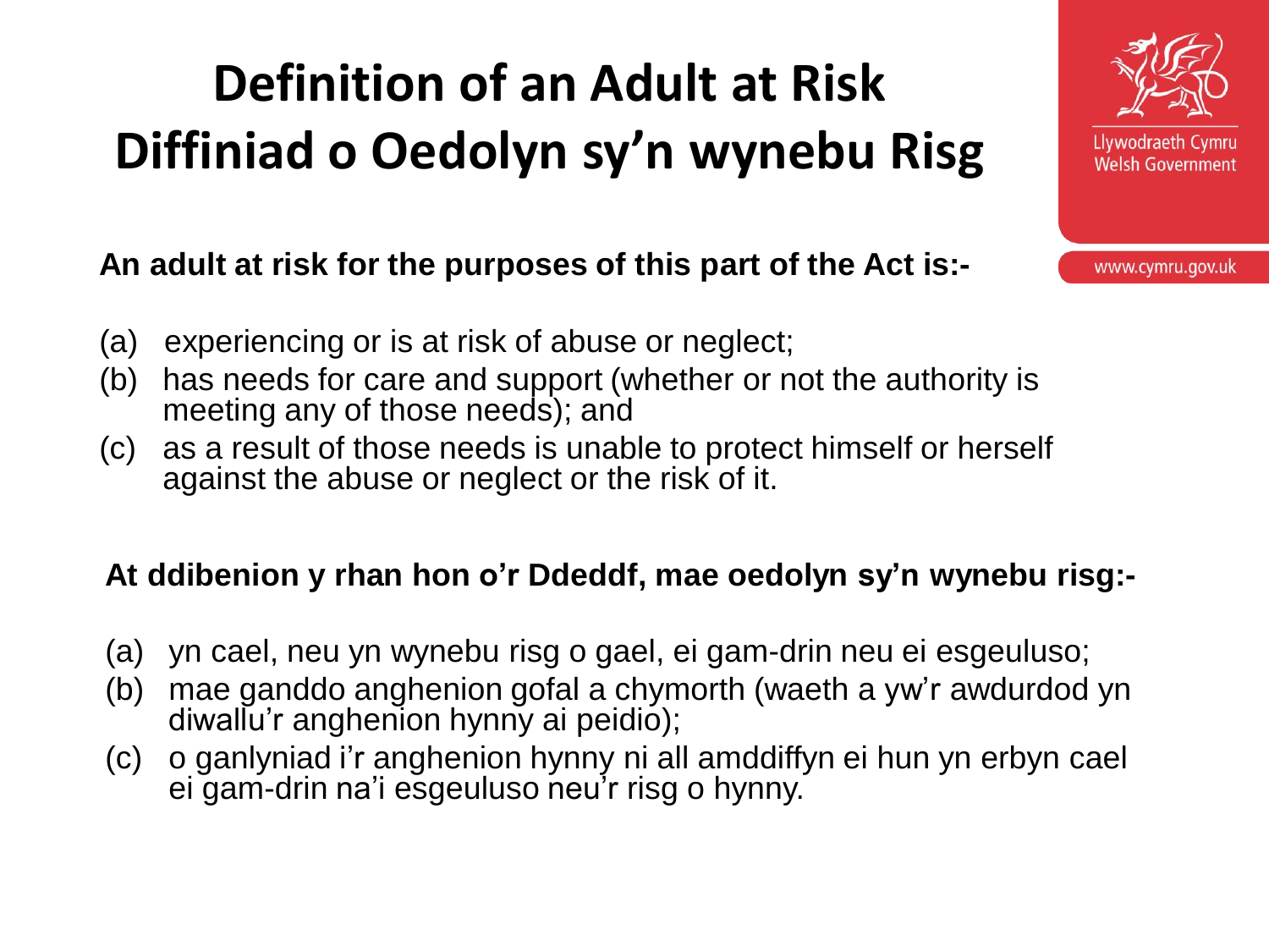# Definition of an Adult at Risk
# Diffiniad o Oedolyn sy'n wynebu Risg

Llywodraeth Cymru
Welsh Government

www.cymru.gov.uk

**An adult at risk for the purposes of this part of the Act is:-**

(a) experiencing or is at risk of abuse or neglect;
(b) has needs for care and support (whether or not the authority is meeting any of those needs); and
(c) as a result of those needs is unable to protect himself or herself against the abuse or neglect or the risk of it.

**At ddibenion y rhan hon o'r Ddeddf, mae oedolyn sy'n wynebu risg:-**

(a) yn cael, neu yn wynebu risg o gael, ei gam-drin neu ei esgeuluso;
(b) mae ganddo anghenion gofal a chymorth (waeth a yw'r awdurdod yn diwallu'r anghenion hynny ai peidio);
(c) o ganlyniad i'r anghenion hynny ni all amddiffyn ei hun yn erbyn cael ei gam-drin na'i esgeuluso neu'r risg o hynny.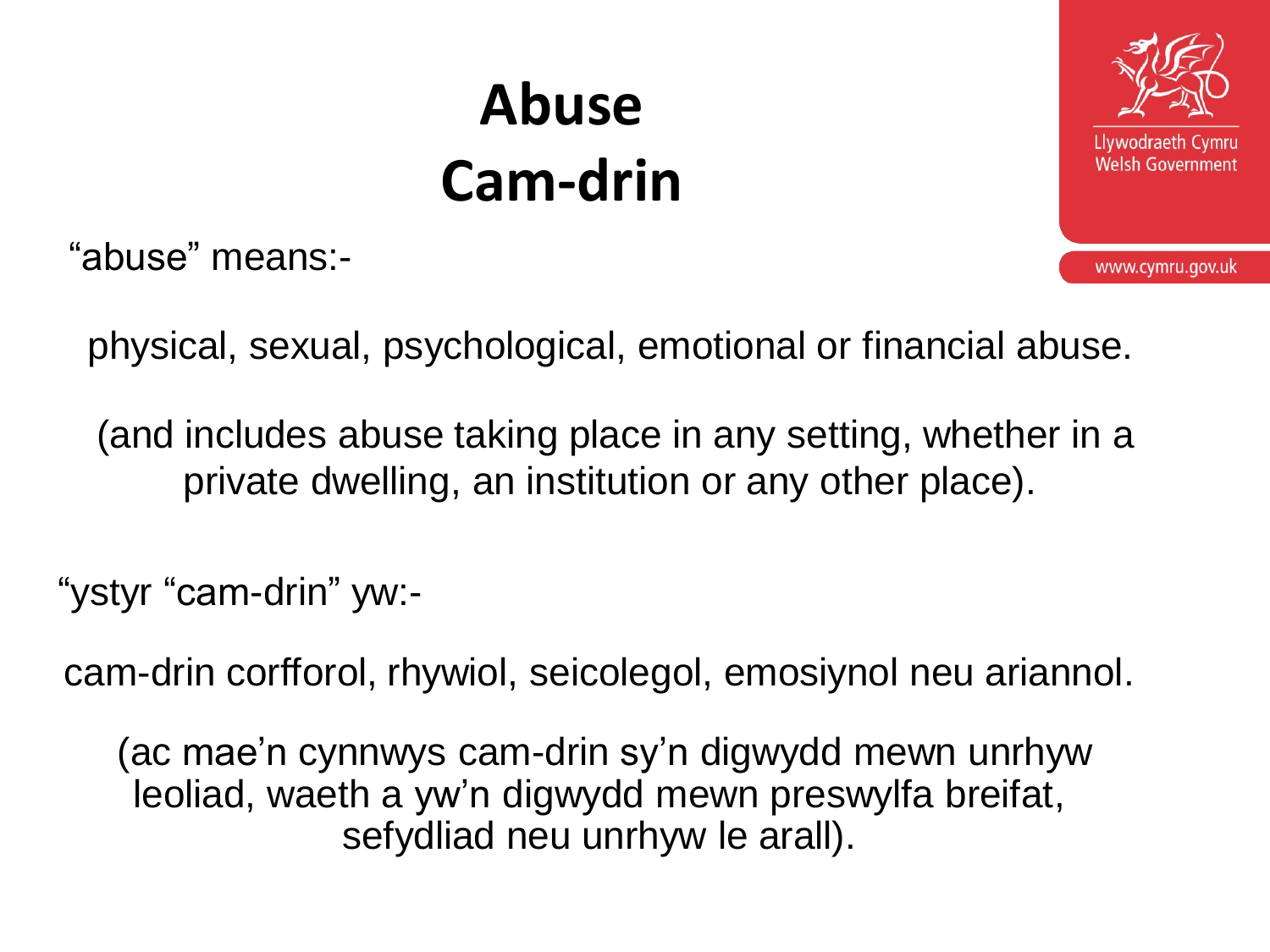# Abuse
# Cam-drin

"abuse" means:-

physical, sexual, psychological, emotional or financial abuse.

(and includes abuse taking place in any setting, whether in a private dwelling, an institution or any other place).

"ystyr "cam-drin" yw:-

cam-drin corfforol, rhywiol, seicolegol, emosiynol neu ariannol.

(ac mae'n cynnwys cam-drin sy'n digwydd mewn unrhyw leoliad, waeth a yw'n digwydd mewn preswylfa breifat, sefydliad neu unrhyw le arall).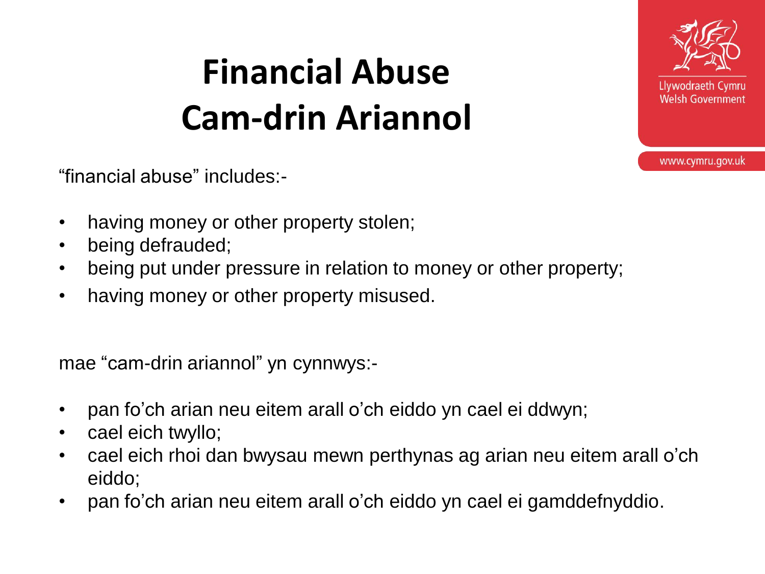# Financial Abuse
# Cam-drin Ariannol

"financial abuse" includes:-

- having money or other property stolen;
- being defrauded;
- being put under pressure in relation to money or other property;
- having money or other property misused.

mae "cam-drin ariannol" yn cynnwys:-

- pan fo'ch arian neu eitem arall o'ch eiddo yn cael ei ddwyn;
- cael eich twyllo;
- cael eich rhoi dan bwysau mewn perthynas ag arian neu eitem arall o'ch eiddo;
- pan fo'ch arian neu eitem arall o'ch eiddo yn cael ei gamddefnyddio.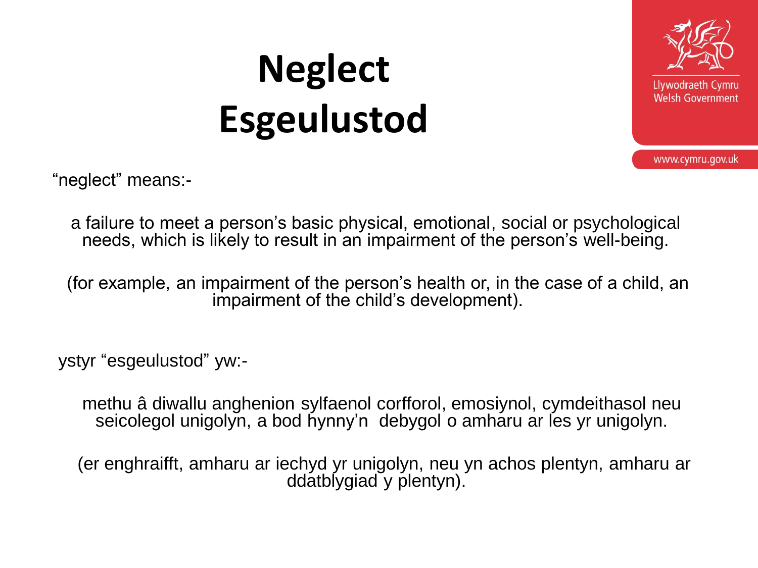# Neglect
# Esgeulustod

"neglect" means:-

a failure to meet a person's basic physical, emotional, social or psychological needs, which is likely to result in an impairment of the person's well-being.

(for example, an impairment of the person's health or, in the case of a child, an impairment of the child's development).

ystyr "esgeulustod" yw:-

methu â diwallu anghenion sylfaenol corfforol, emosiynol, cymdeithasol neu seicolegol unigolyn, a bod hynny'n debygol o amharu ar les yr unigolyn.

(er enghraifft, amharu ar iechyd yr unigolyn, neu yn achos plentyn, amharu ar ddatblygiad y plentyn).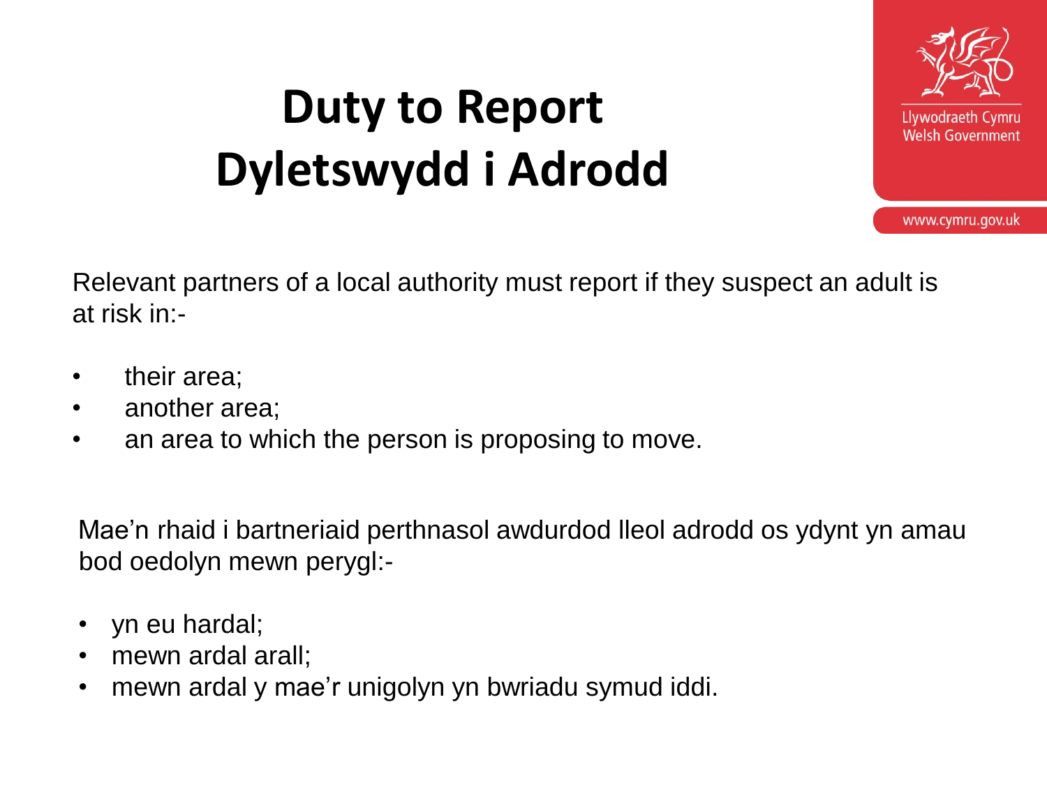# Duty to Report
# Dyletswydd i Adrodd

Relevant partners of a local authority must report if they suspect an adult is at risk in:-

- their area;
- another area;
- an area to which the person is proposing to move.

Mae'n rhaid i bartneriaid perthnasol awdurdod lleol adrodd os ydynt yn amau bod oedolyn mewn perygl:-

- yn eu hardal;
- mewn ardal arall;
- mewn ardal y mae'r unigolyn yn bwriadu symud iddi.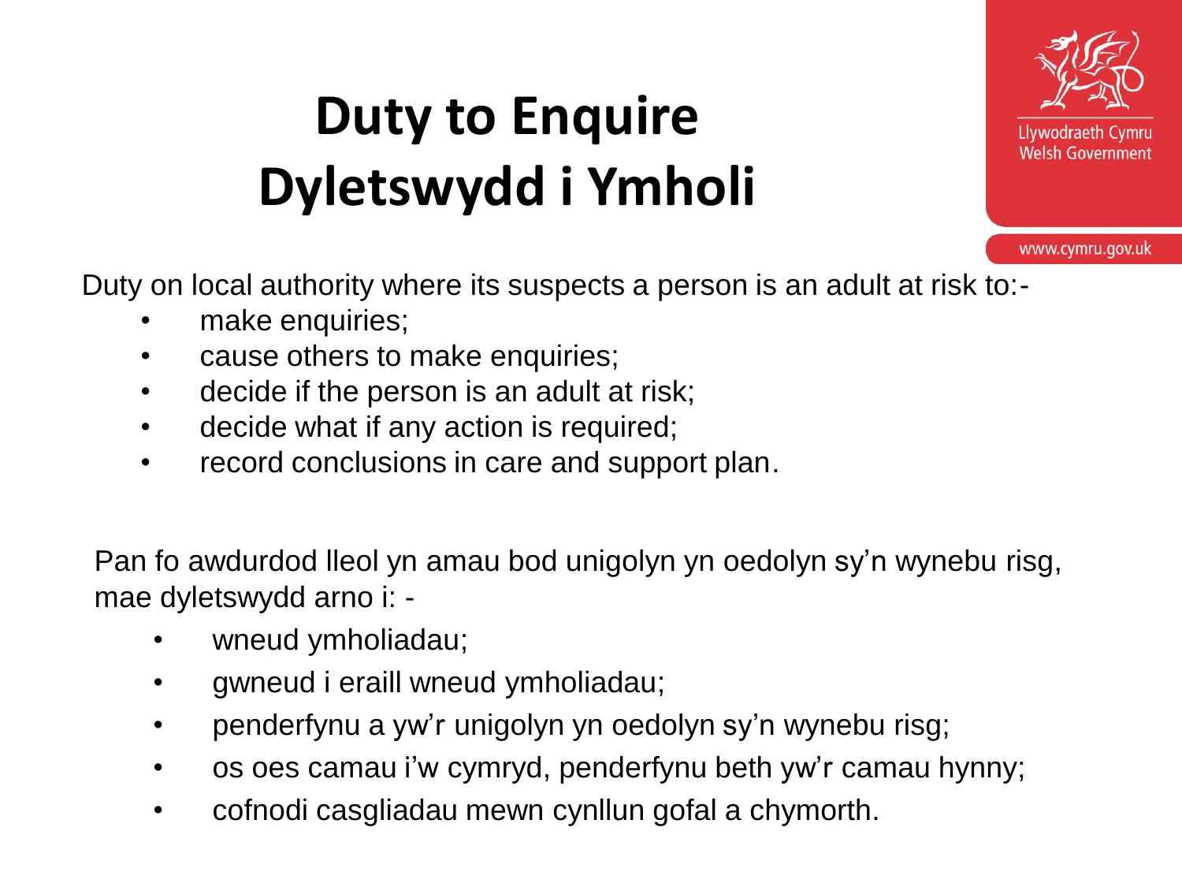# Duty to Enquire
# Dyletswydd i Ymholi

Duty on local authority where its suspects a person is an adult at risk to:-

- make enquiries;
- cause others to make enquiries;
- decide if the person is an adult at risk;
- decide what if any action is required;
- record conclusions in care and support plan.

Pan fo awdurdod lleol yn amau bod unigolyn yn oedolyn sy'n wynebu risg, mae dyletswydd arno i: -

- wneud ymholiadau;
- gwneud i eraill wneud ymholiadau;
- penderfynu a yw'r unigolyn yn oedolyn sy'n wynebu risg;
- os oes camau i'w cymryd, penderfynu beth yw'r camau hynny;
- cofnodi casgliadau mewn cynllun gofal a chymorth.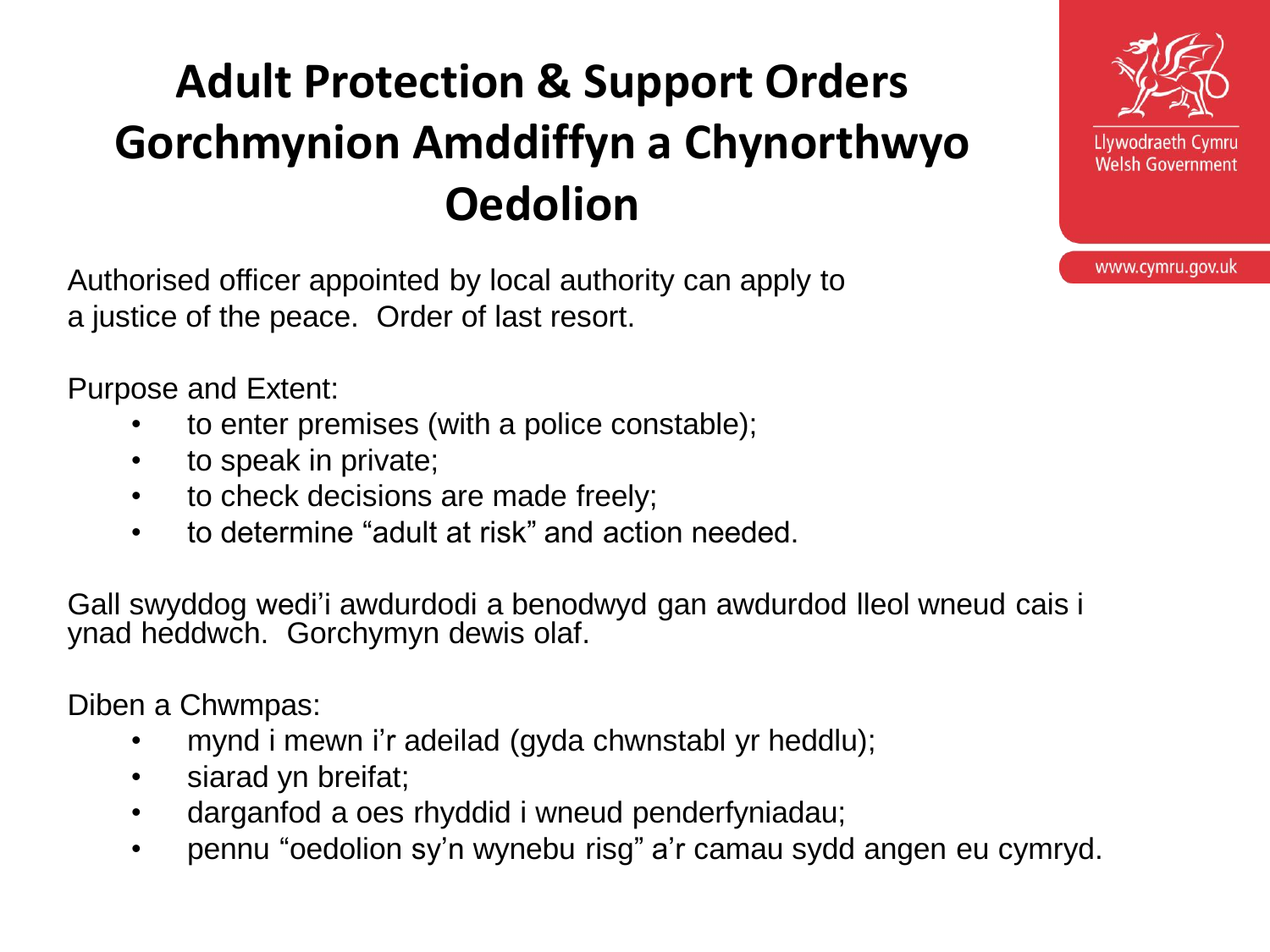# Adult Protection & Support Orders Gorchmynion Amddiffyn a Chynorthwyo Oedolion

Llywodraeth Cymru
Welsh Government

www.cymru.gov.uk

Authorised officer appointed by local authority can apply to a justice of the peace. Order of last resort.

Purpose and Extent:

- to enter premises (with a police constable);
- to speak in private;
- to check decisions are made freely;
- to determine “adult at risk” and action needed.

Gall swyddog wedi’i awdurdodi a benodwyd gan awdurdod lleol wneud cais i ynad heddwch. Gorchymyn dewis olaf.

Diben a Chwmpas:

- mynd i mewn i’r adeilad (gyda chwnstabl yr heddlu);
- siarad yn breifat;
- darganfod a oes rhyddid i wneud penderfyniadau;
- pennu “oedolion sy’n wynebu risg” a’r camau sydd angen eu cymryd.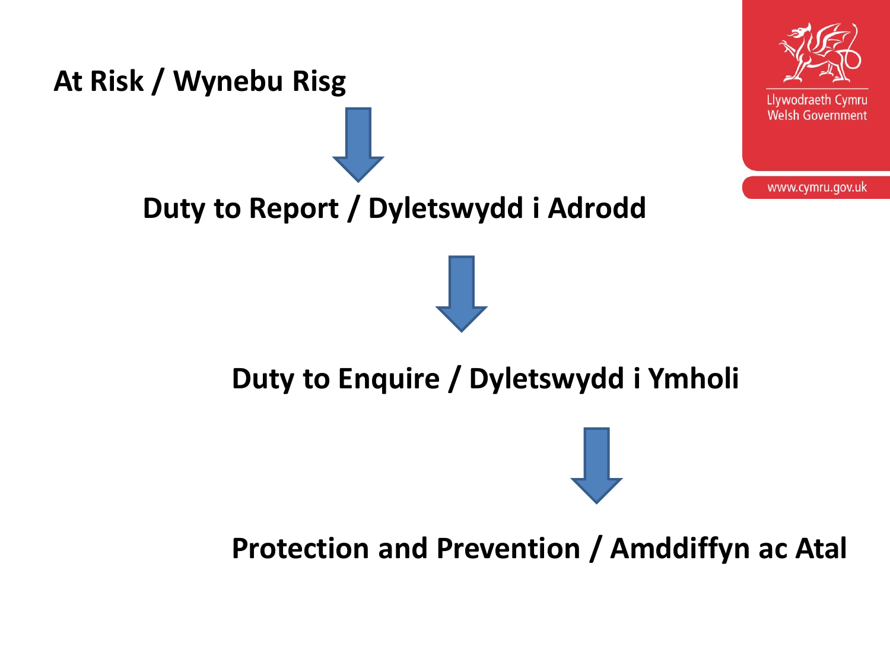**At Risk / Wynebu Risg**

↓

**Duty to Report / Dyletswydd i Adrodd**

↓

**Duty to Enquire / Dyletswydd i Ymholi**

↓

**Protection and Prevention / Amddiffyn ac Atal**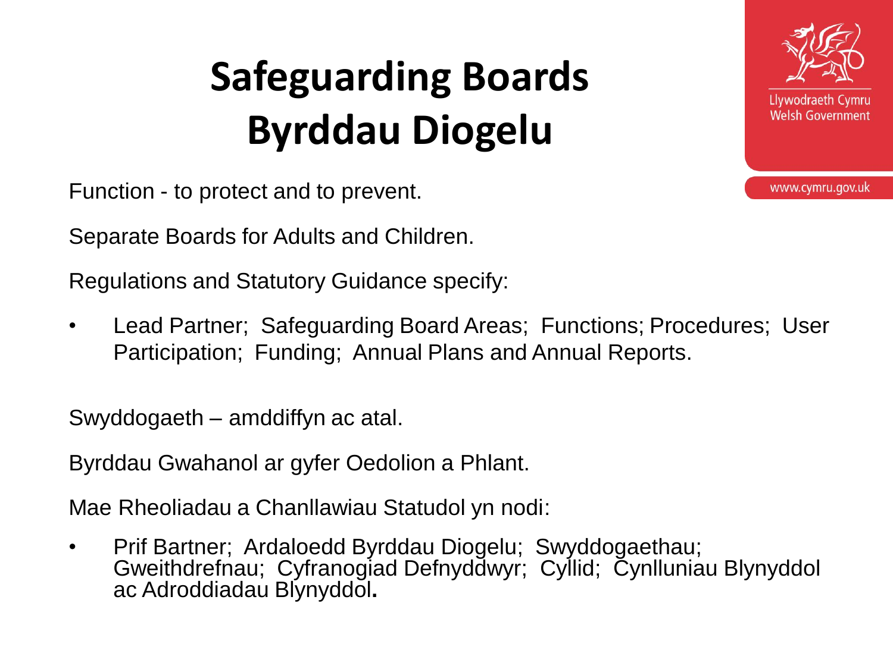# Safeguarding Boards
# Byrddau Diogelu

Function - to protect and to prevent.

Separate Boards for Adults and Children.

Regulations and Statutory Guidance specify:

- Lead Partner; Safeguarding Board Areas; Functions; Procedures; User Participation; Funding; Annual Plans and Annual Reports.

Swyddogaeth – amddiffyn ac atal.

Byrddau Gwahanol ar gyfer Oedolion a Phlant.

Mae Rheoliadau a Chanllawiau Statudol yn nodi:

- Prif Bartner; Ardaloedd Byrddau Diogelu; Swyddogaethau; Gweithdrefnau; Cyfranogiad Defnyddwyr; Cyllid; Cynlluniau Blynyddol ac Adroddiadau Blynyddol.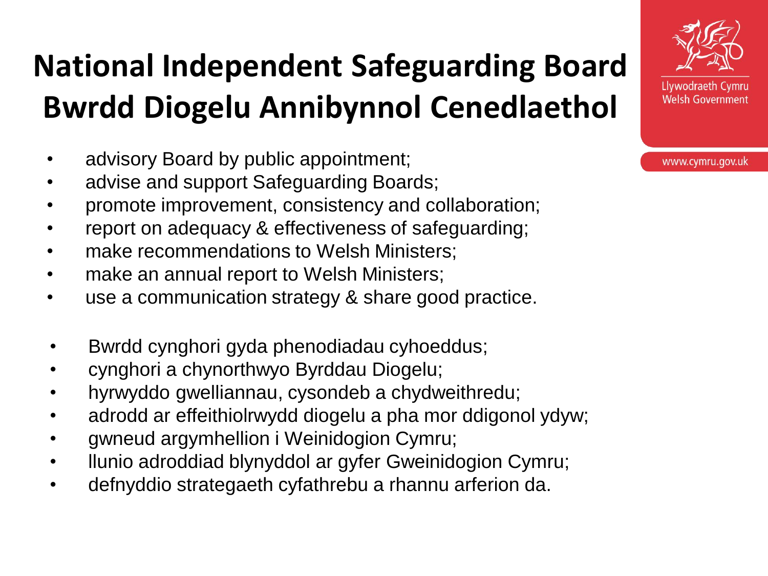# National Independent Safeguarding Board
# Bwrdd Diogelu Annibynnol Cenedlaethol

Llywodraeth Cymru
Welsh Government

www.cymru.gov.uk

- advisory Board by public appointment;
- advise and support Safeguarding Boards;
- promote improvement, consistency and collaboration;
- report on adequacy & effectiveness of safeguarding;
- make recommendations to Welsh Ministers;
- make an annual report to Welsh Ministers;
- use a communication strategy & share good practice.

- Bwrdd cynghori gyda phenodiadau cyhoeddus;
- cynghori a chynorthwyo Byrddau Diogelu;
- hyrwyddo gwelliannau, cysondeb a chydweithredu;
- adrodd ar effeithiolrwydd diogelu a pha mor ddigonol ydyw;
- gwneud argymhellion i Weinidogion Cymru;
- llunio adroddiad blynyddol ar gyfer Gweinidogion Cymru;
- defnyddio strategaeth cyfathrebu a rhannu arferion da.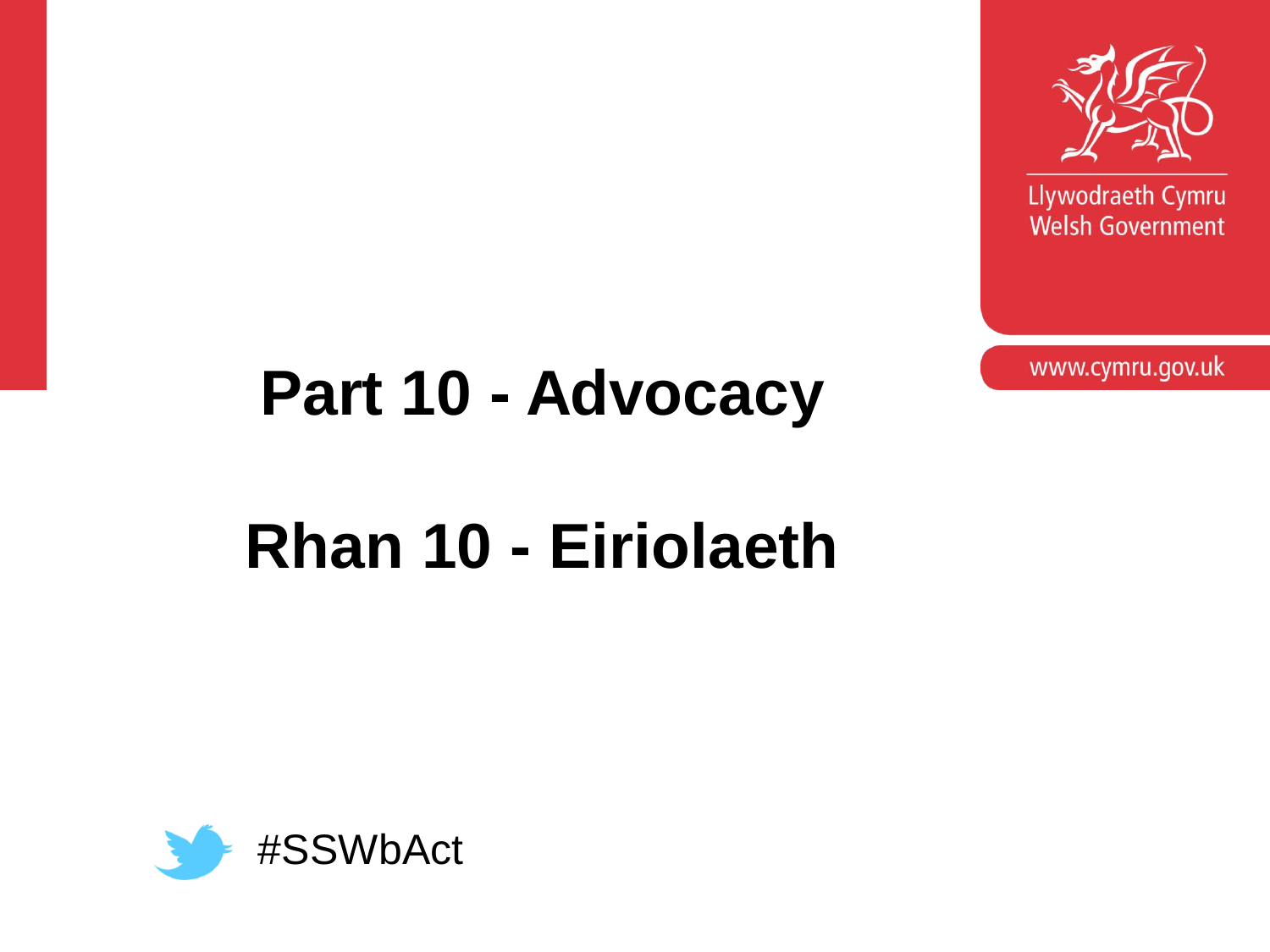Llywodraeth Cymru
Welsh Government

www.cymru.gov.uk

# Part 10 - Advocacy

# Rhan 10 - Eiriolaeth

#SSWbAct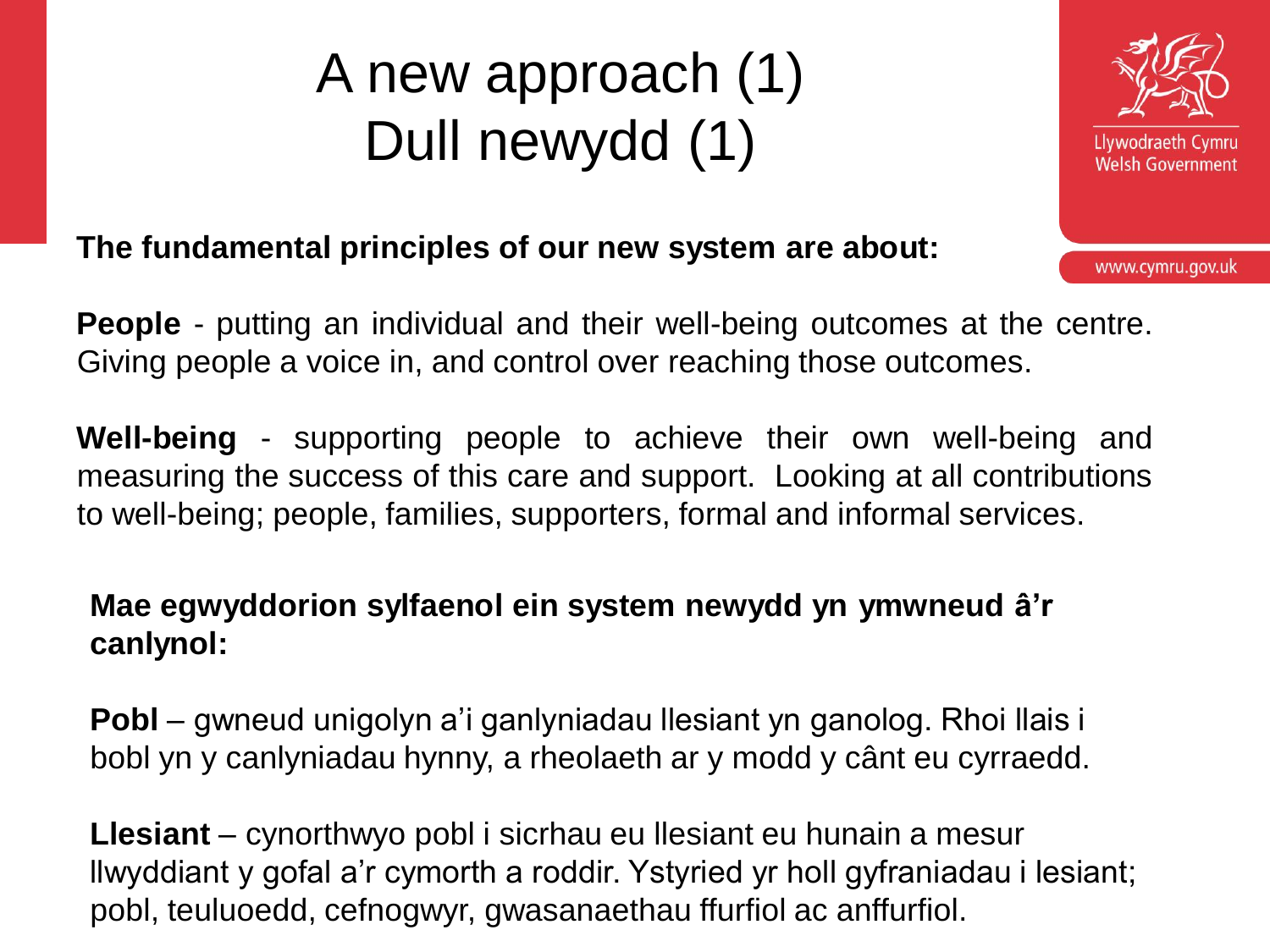# A new approach (1)
# Dull newydd (1)

**The fundamental principles of our new system are about:**

**People** - putting an individual and their well-being outcomes at the centre. Giving people a voice in, and control over reaching those outcomes.

**Well-being** - supporting people to achieve their own well-being and measuring the success of this care and support. Looking at all contributions to well-being; people, families, supporters, formal and informal services.

**Mae egwyddorion sylfaenol ein system newydd yn ymwneud â'r canlynol:**

**Pobl** – gwneud unigolyn a'i ganlyniadau llesiant yn ganolog. Rhoi llais i bobl yn y canlyniadau hynny, a rheolaeth ar y modd y cânt eu cyrraedd.

**Llesiant** – cynorthwyo pobl i sicrhau eu llesiant eu hunain a mesur llwyddiant y gofal a'r cymorth a roddir. Ystyried yr holl gyfraniadau i lesiant; pobl, teuluoedd, cefnogwyr, gwasanaethau ffurfiol ac anffurfiol.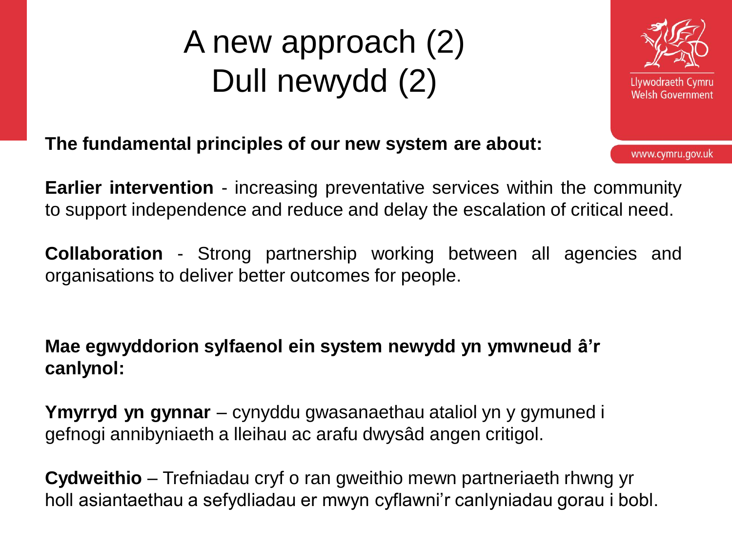# A new approach (2)
# Dull newydd (2)

**The fundamental principles of our new system are about:**

**Earlier intervention** - increasing preventative services within the community to support independence and reduce and delay the escalation of critical need.

**Collaboration** - Strong partnership working between all agencies and organisations to deliver better outcomes for people.

**Mae egwyddorion sylfaenol ein system newydd yn ymwneud â'r canlynol:**

**Ymyrryd yn gynnar** – cynyddu gwasanaethau ataliol yn y gymuned i gefnogi annibyniaeth a lleihau ac arafu dwysâd angen critigol.

**Cydweithio** – Trefniadau cryf o ran gweithio mewn partneriaeth rhwng yr holl asiantaethau a sefydliadau er mwyn cyflawni'r canlyniadau gorau i bobl.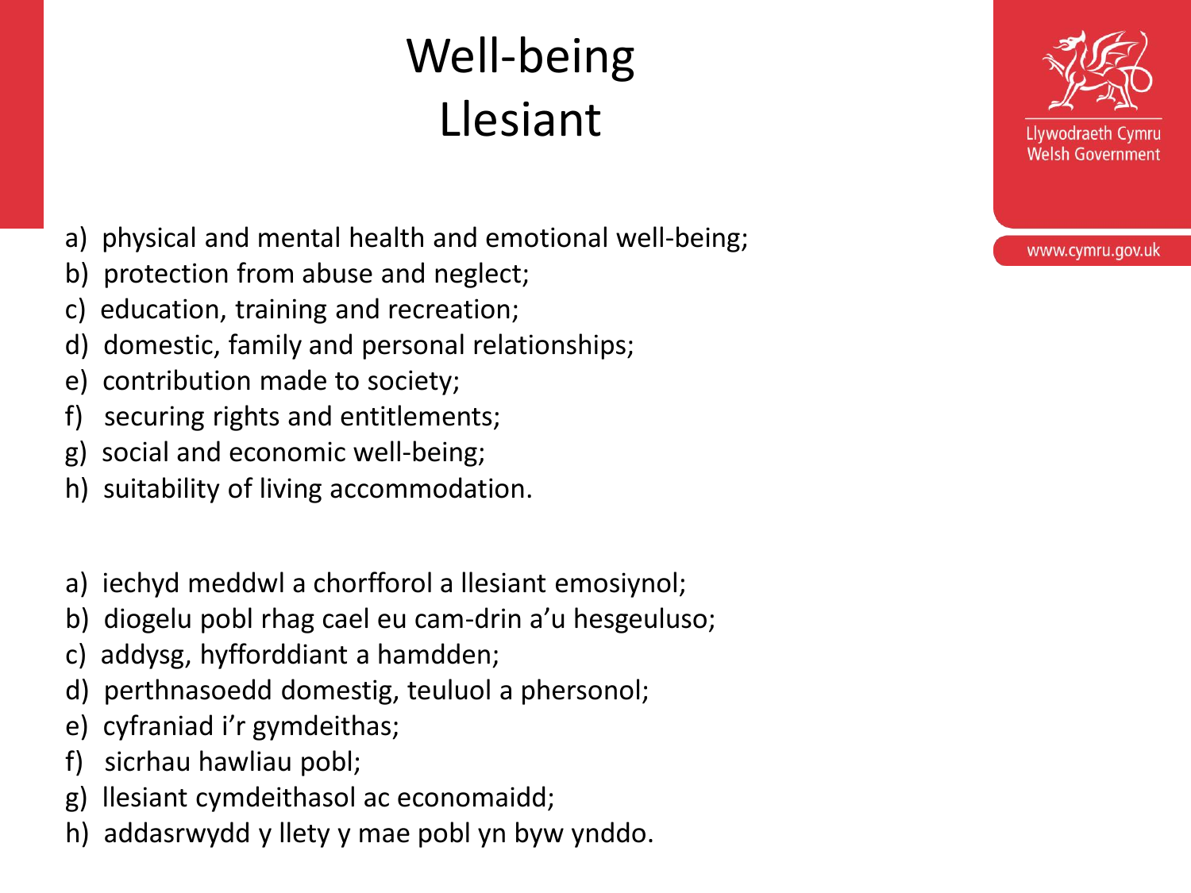# Well-being
# Llesiant

a) physical and mental health and emotional well-being;
b) protection from abuse and neglect;
c) education, training and recreation;
d) domestic, family and personal relationships;
e) contribution made to society;
f) securing rights and entitlements;
g) social and economic well-being;
h) suitability of living accommodation.

a) iechyd meddwl a chorfforol a llesiant emosiynol;
b) diogelu pobl rhag cael eu cam-drin a'u hesgeuluso;
c) addysg, hyfforddiant a hamdden;
d) perthnasoedd domestig, teuluol a phersonol;
e) cyfraniad i'r gymdeithas;
f) sicrhau hawliau pobl;
g) llesiant cymdeithasol ac economaidd;
h) addasrwydd y llety y mae pobl yn byw ynddo.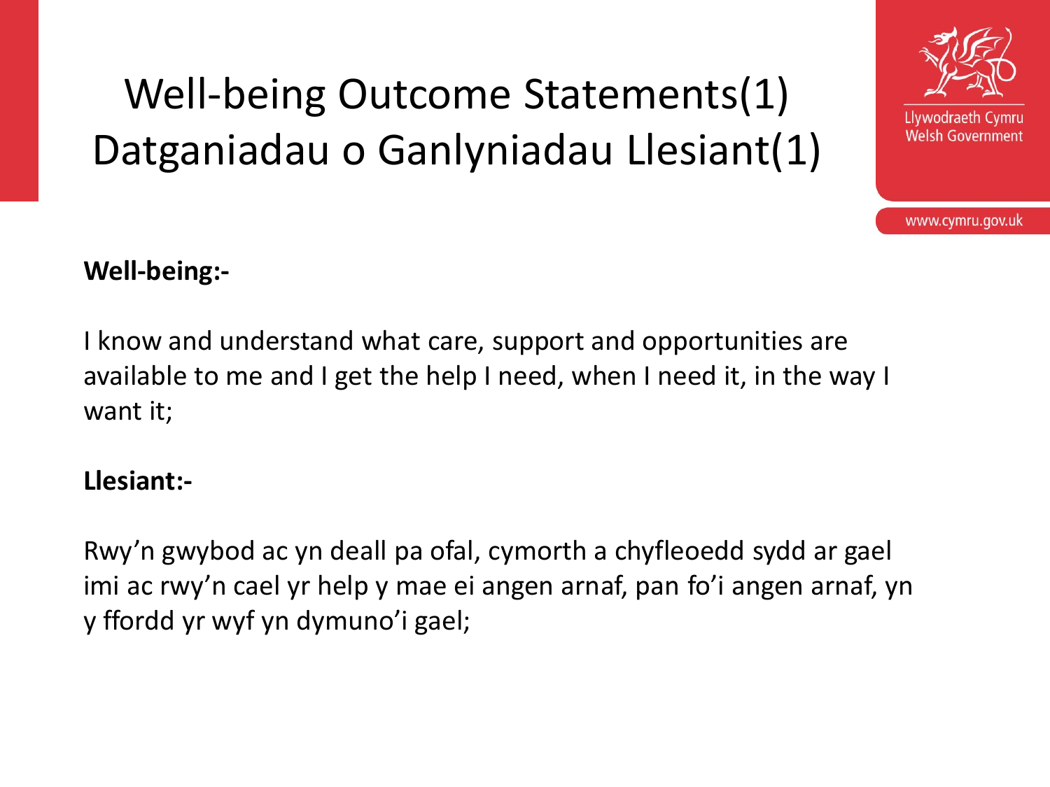# Well-being Outcome Statements(1)
# Datganiadau o Ganlyniadau Llesiant(1)

**Well-being:-**

I know and understand what care, support and opportunities are available to me and I get the help I need, when I need it, in the way I want it;

**Llesiant:-**

Rwy'n gwybod ac yn deall pa ofal, cymorth a chyfleoedd sydd ar gael imi ac rwy'n cael yr help y mae ei angen arnaf, pan fo'i angen arnaf, yn y ffordd yr wyf yn dymuno'i gael;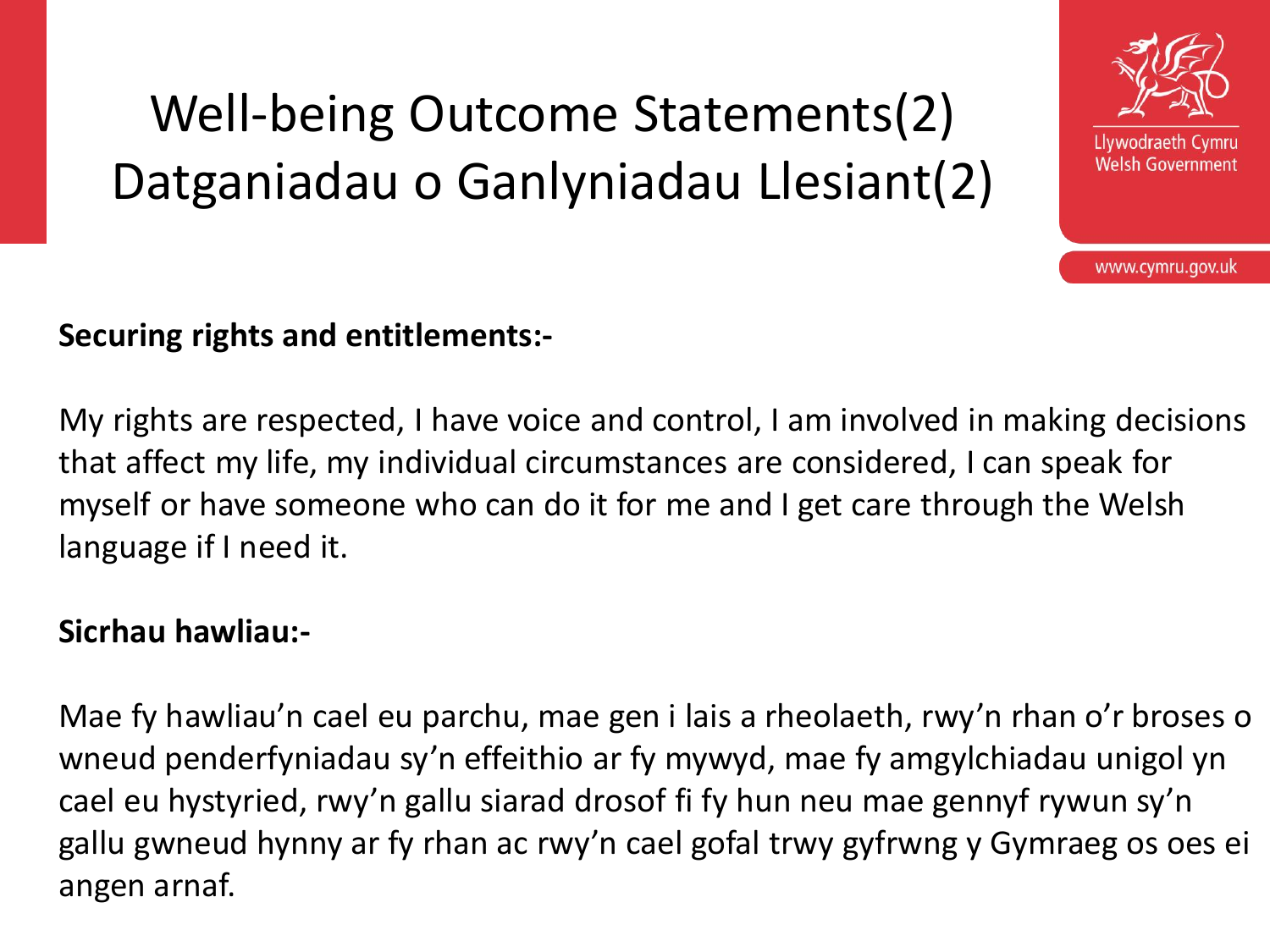# Well-being Outcome Statements(2)
# Datganiadau o Ganlyniadau Llesiant(2)

**Securing rights and entitlements:-**

My rights are respected, I have voice and control, I am involved in making decisions that affect my life, my individual circumstances are considered, I can speak for myself or have someone who can do it for me and I get care through the Welsh language if I need it.

**Sicrhau hawliau:-**

Mae fy hawliau'n cael eu parchu, mae gen i lais a rheolaeth, rwy'n rhan o'r broses o wneud penderfyniadau sy'n effeithio ar fy mywyd, mae fy amgylchiadau unigol yn cael eu hystyried, rwy'n gallu siarad drosof fi fy hun neu mae gennyf rywun sy'n gallu gwneud hynny ar fy rhan ac rwy'n cael gofal trwy gyfrwng y Gymraeg os oes ei angen arnaf.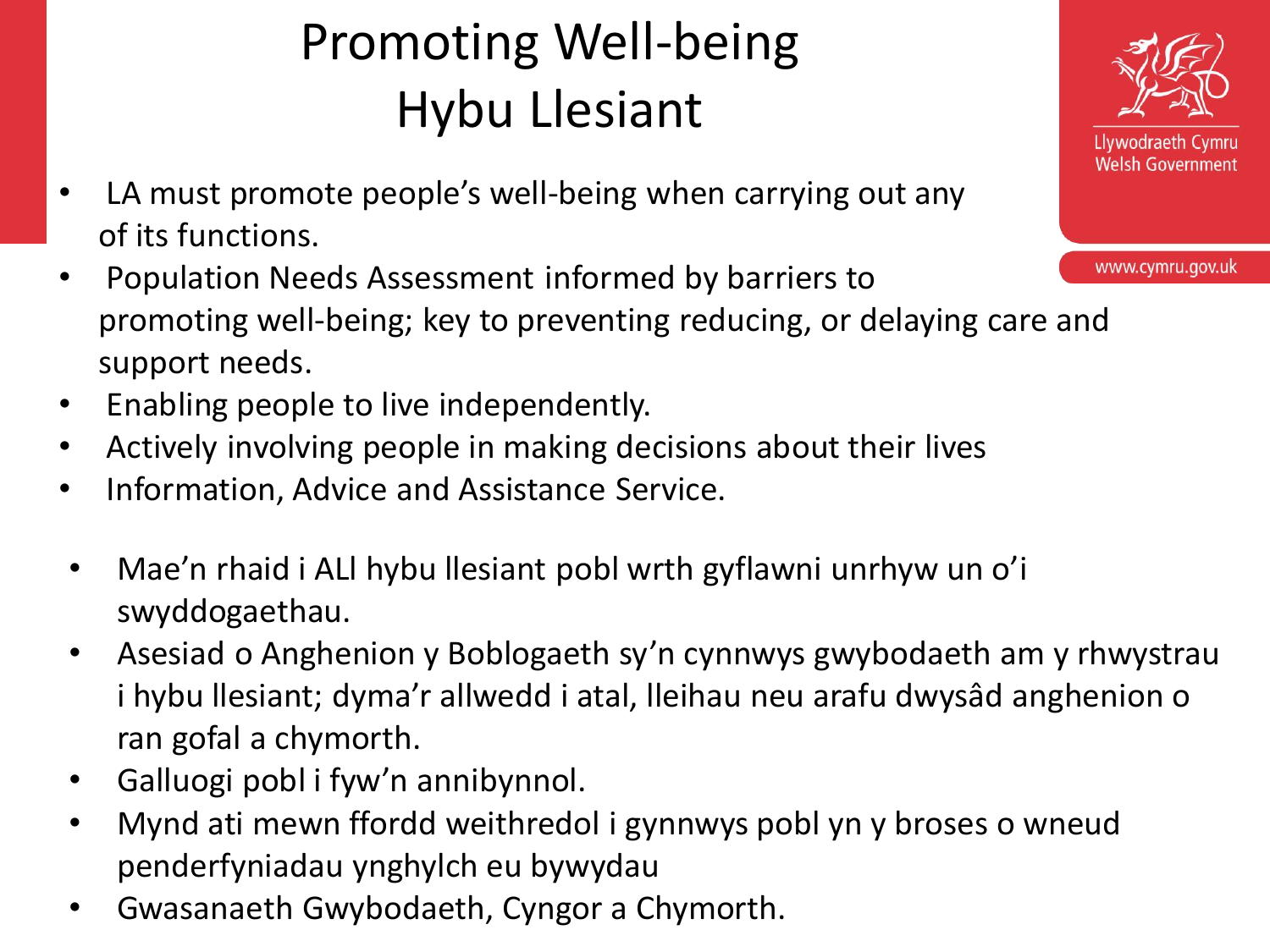# Promoting Well-being
# Hybu Llesiant

- LA must promote people's well-being when carrying out any of its functions.
- Population Needs Assessment informed by barriers to promoting well-being; key to preventing reducing, or delaying care and support needs.
- Enabling people to live independently.
- Actively involving people in making decisions about their lives
- Information, Advice and Assistance Service.

- Mae'n rhaid i ALl hybu llesiant pobl wrth gyflawni unrhyw un o'i swyddogaethau.
- Asesiad o Anghenion y Boblogaeth sy'n cynnwys gwybodaeth am y rhwystrau i hybu llesiant; dyma'r allwedd i atal, lleihau neu arafu dwysâd anghenion o ran gofal a chymorth.
- Galluogi pobl i fyw'n annibynnol.
- Mynd ati mewn ffordd weithredol i gynnwys pobl yn y broses o wneud penderfyniadau ynghylch eu bywydau
- Gwasanaeth Gwybodaeth, Cyngor a Chymorth.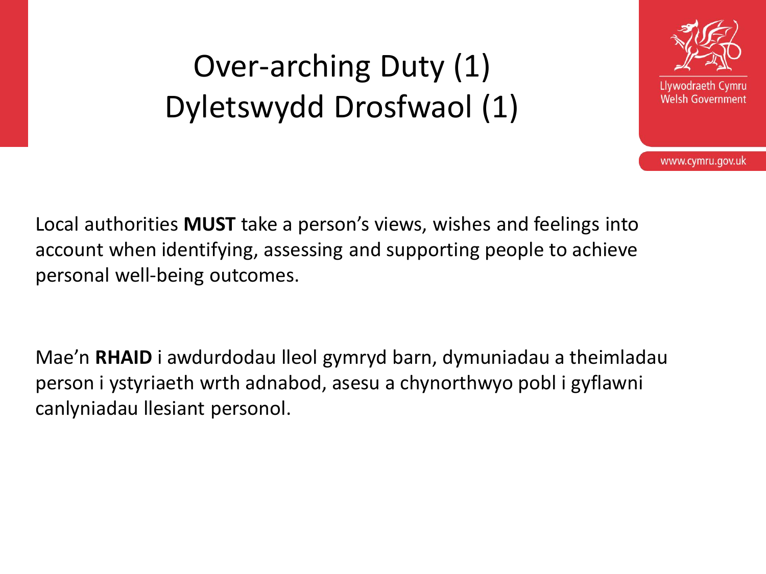# Over-arching Duty (1)
# Dyletswydd Drosfwaol (1)

Local authorities **MUST** take a person's views, wishes and feelings into account when identifying, assessing and supporting people to achieve personal well-being outcomes.

Mae'n **RHAID** i awdurdodau lleol gymryd barn, dymuniadau a theimladau person i ystyriaeth wrth adnabod, asesu a chynorthwyo pobl i gyflawni canlyniadau llesiant personol.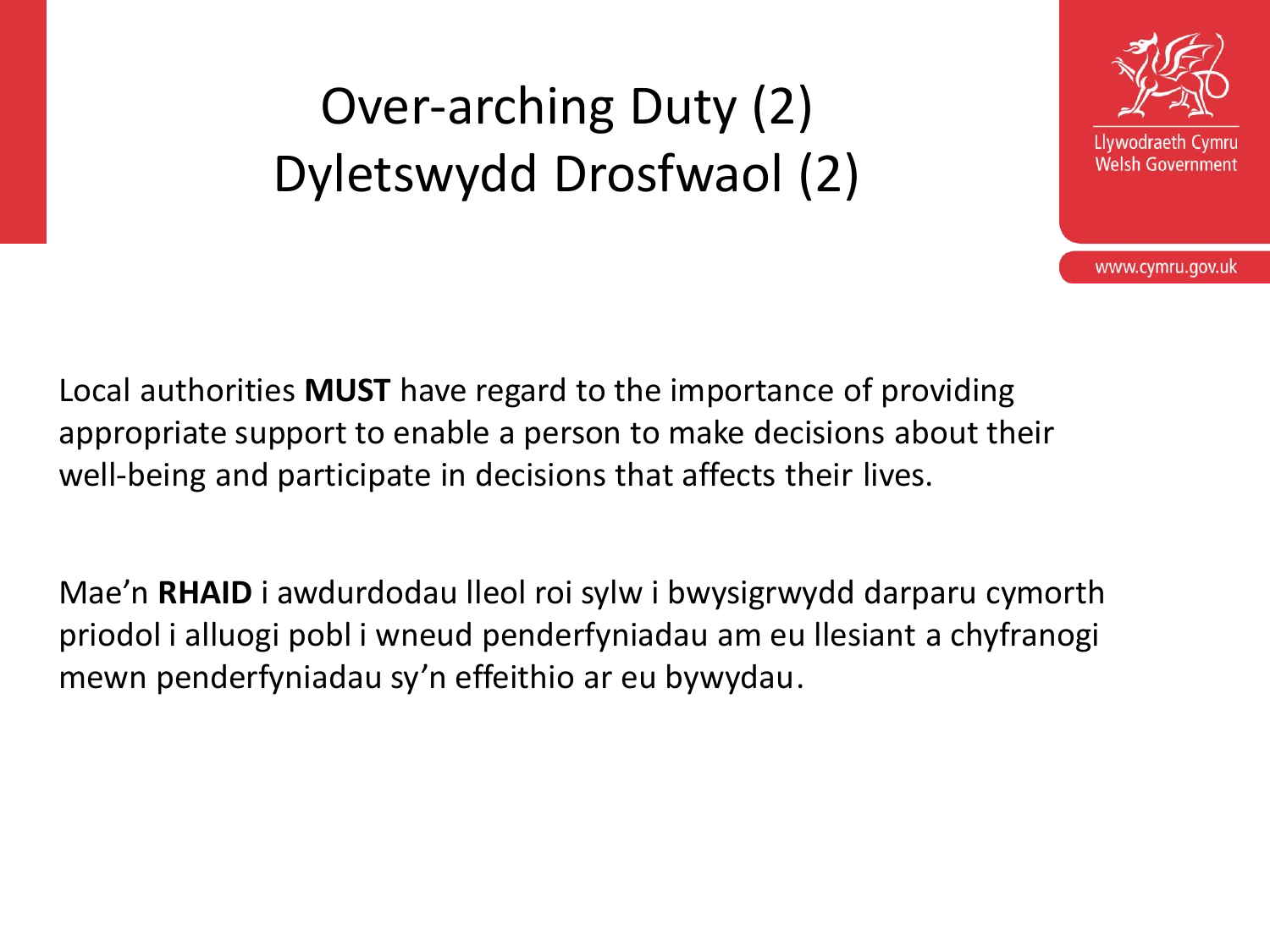# Over-arching Duty (2)
# Dyletswydd Drosfwaol (2)

Local authorities **MUST** have regard to the importance of providing appropriate support to enable a person to make decisions about their well-being and participate in decisions that affects their lives.

Mae'n **RHAID** i awdurdodau lleol roi sylw i bwysigrwydd darparu cymorth priodol i alluogi pobl i wneud penderfyniadau am eu llesiant a chyfranogi mewn penderfyniadau sy'n effeithio ar eu bywydau.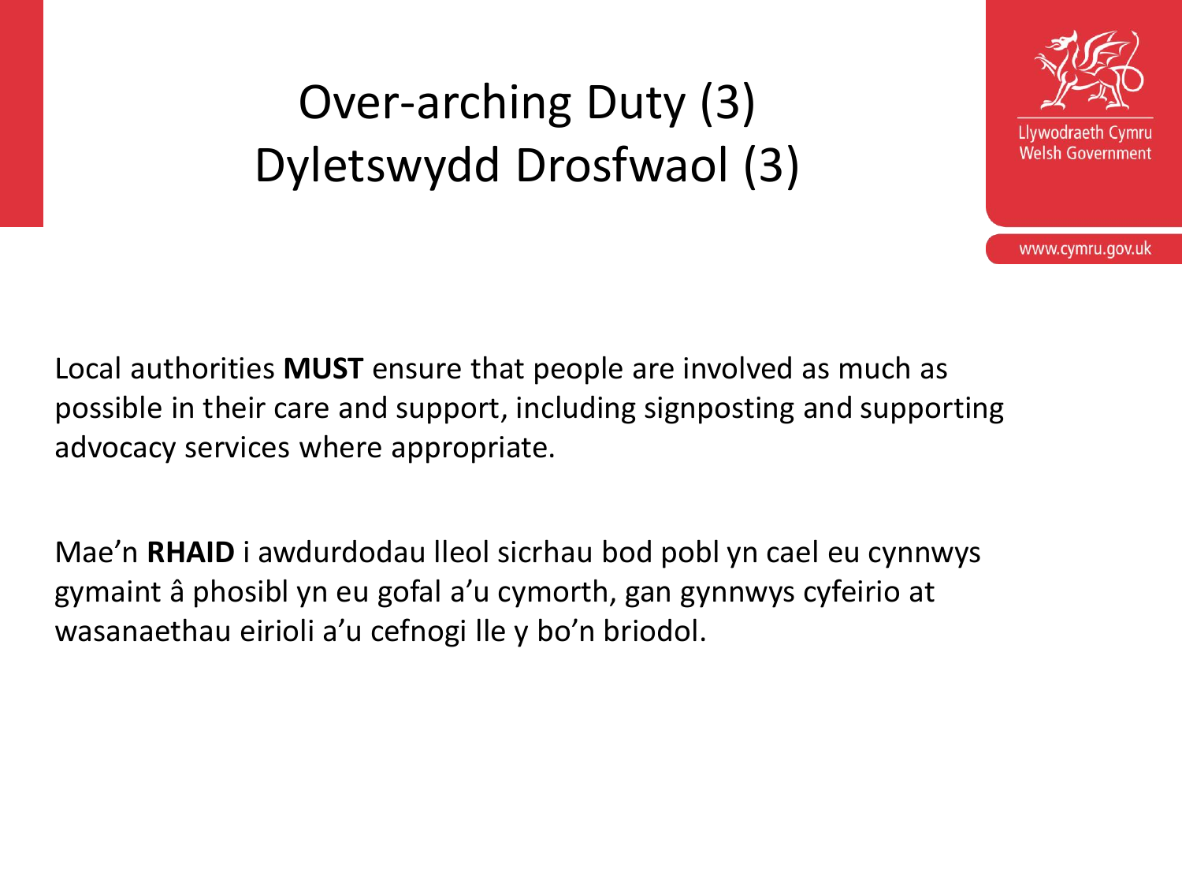# Over-arching Duty (3)
# Dyletswydd Drosfwaol (3)

Local authorities **MUST** ensure that people are involved as much as possible in their care and support, including signposting and supporting advocacy services where appropriate.

Mae'n **RHAID** i awdurdodau lleol sicrhau bod pobl yn cael eu cynnwys gymaint â phosibl yn eu gofal a'u cymorth, gan gynnwys cyfeirio at wasanaethau eirioli a'u cefnogi lle y bo'n briodol.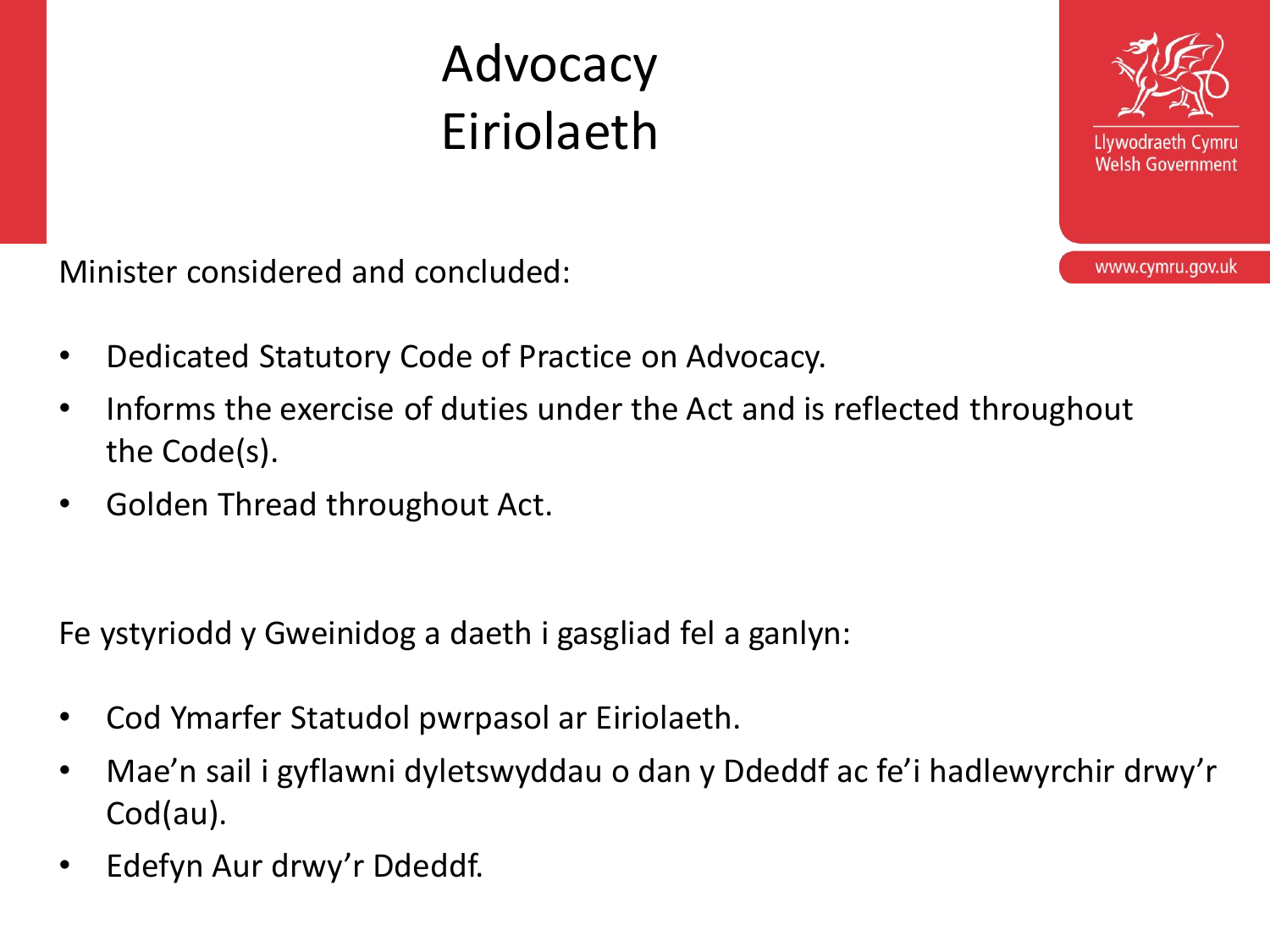# Advocacy
# Eiriolaeth

Minister considered and concluded:

- Dedicated Statutory Code of Practice on Advocacy.
- Informs the exercise of duties under the Act and is reflected throughout the Code(s).
- Golden Thread throughout Act.

Fe ystyriodd y Gweinidog a daeth i gasgliad fel a ganlyn:

- Cod Ymarfer Statudol pwrpasol ar Eiriolaeth.
- Mae'n sail i gyflawni dyletswyddau o dan y Ddeddf ac fe'i hadlewyrchir drwy'r Cod(au).
- Edefyn Aur drwy'r Ddeddf.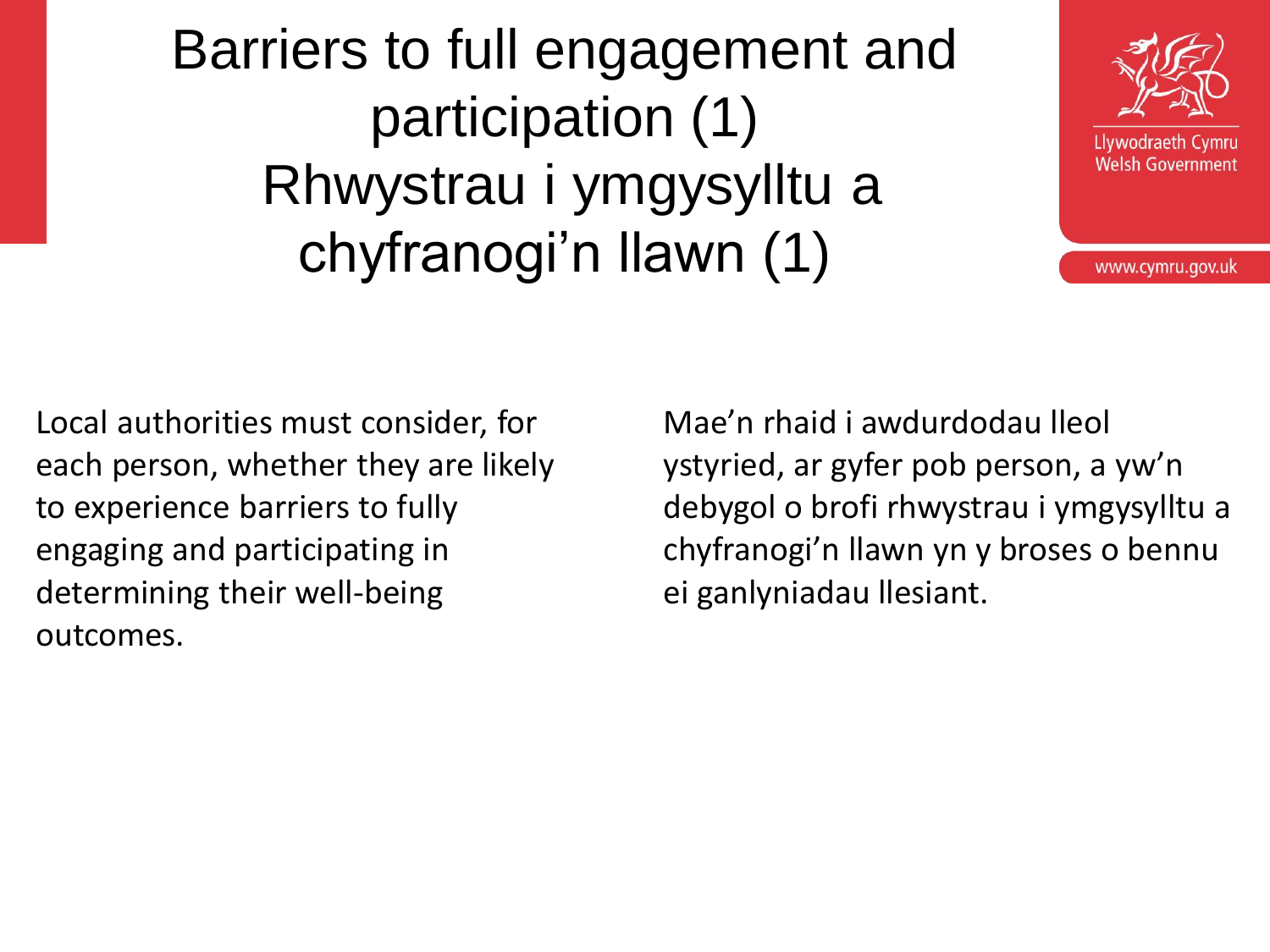# Barriers to full engagement and participation (1)
# Rhwystrau i ymgysylltu a chyfranogi'n llawn (1)

Local authorities must consider, for each person, whether they are likely to experience barriers to fully engaging and participating in determining their well-being outcomes.

Mae'n rhaid i awdurdodau lleol ystyried, ar gyfer pob person, a yw'n debygol o brofi rhwystrau i ymgysylltu a chyfranogi'n llawn yn y broses o bennu ei ganlyniadau llesiant.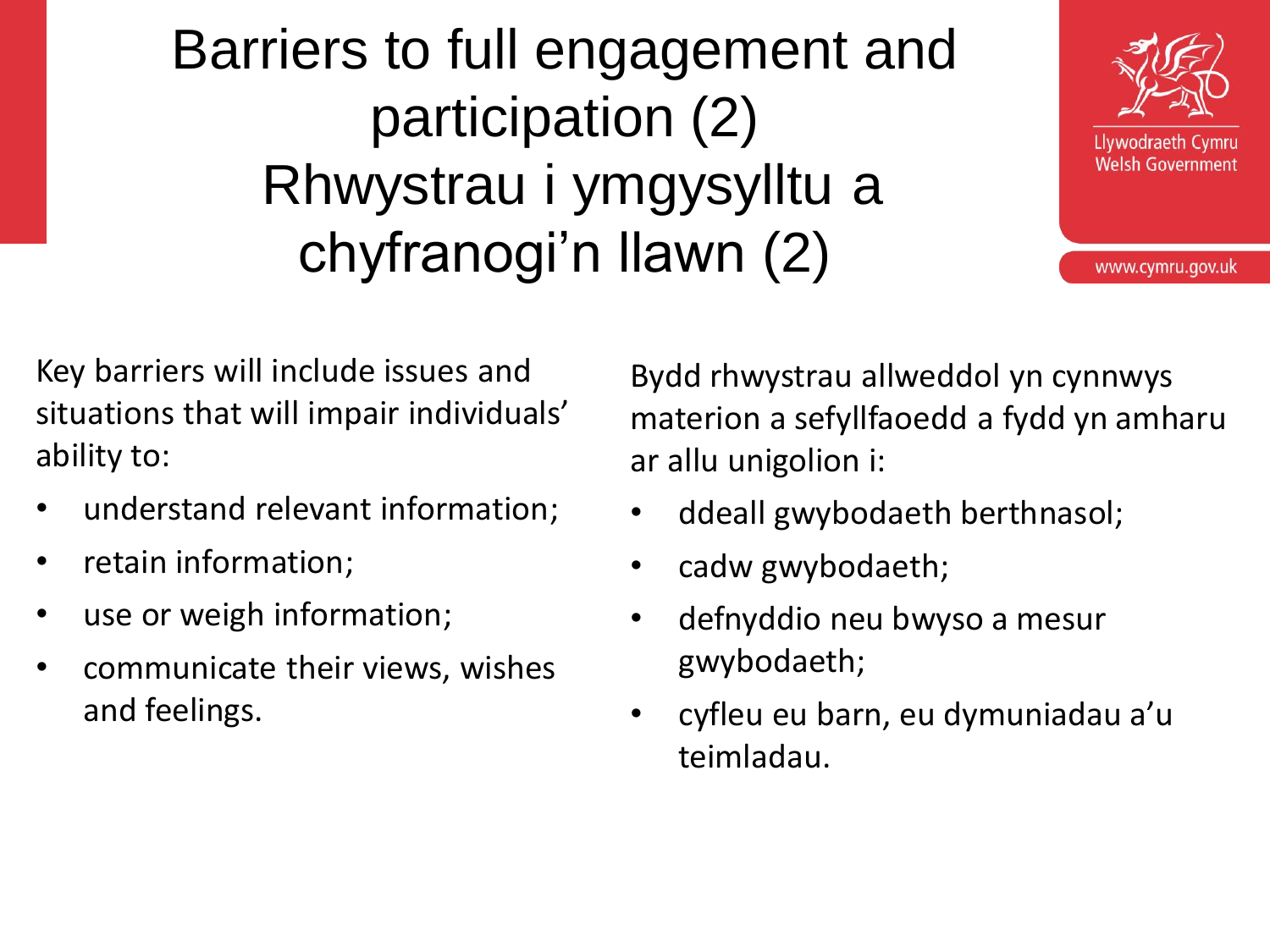# Barriers to full engagement and participation (2)
# Rhwystrau i ymgysylltu a chyfranogi'n llawn (2)

Key barriers will include issues and situations that will impair individuals' ability to:

- understand relevant information;
- retain information;
- use or weigh information;
- communicate their views, wishes and feelings.

Bydd rhwystrau allweddol yn cynnwys materion a sefyllfaoedd a fydd yn amharu ar allu unigolion i:

- ddeall gwybodaeth berthnasol;
- cadw gwybodaeth;
- defnyddio neu bwyso a mesur gwybodaeth;
- cyfleu eu barn, eu dymuniadau a'u teimladau.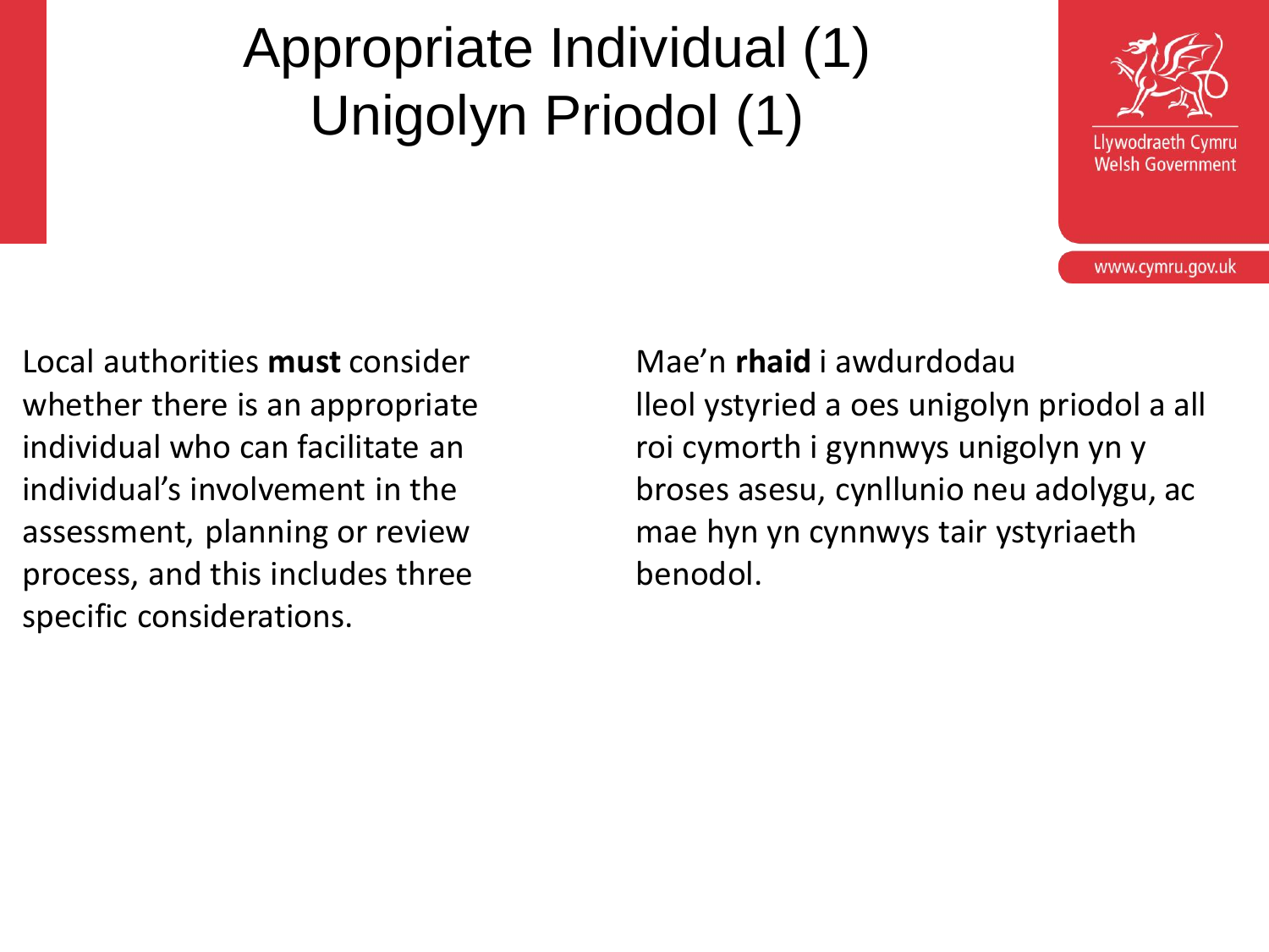# Appropriate Individual (1)
# Unigolyn Priodol (1)

Local authorities **must** consider whether there is an appropriate individual who can facilitate an individual's involvement in the assessment, planning or review process, and this includes three specific considerations.

Mae'n **rhaid** i awdurdodau lleol ystyried a oes unigolyn priodol a all roi cymorth i gynnwys unigolyn yn y broses asesu, cynllunio neu adolygu, ac mae hyn yn cynnwys tair ystyriaeth benodol.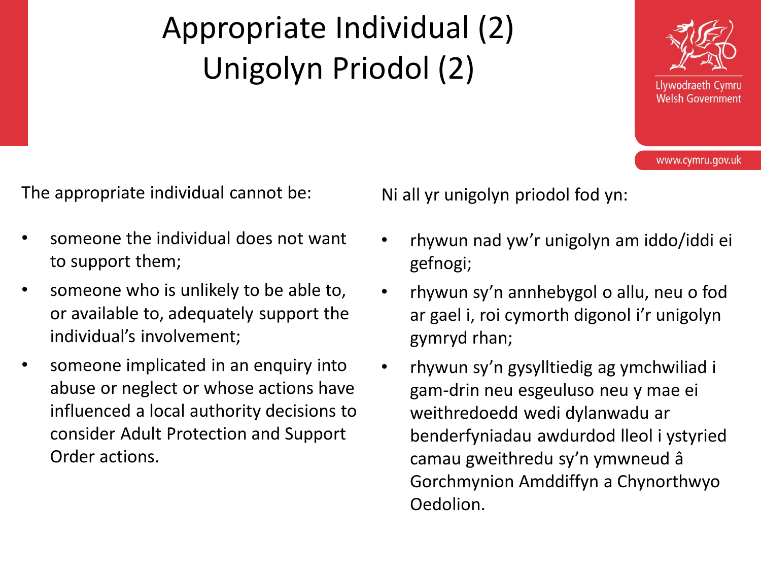# Appropriate Individual (2)
# Unigolyn Priodol (2)

The appropriate individual cannot be:

- someone the individual does not want to support them;
- someone who is unlikely to be able to, or available to, adequately support the individual's involvement;
- someone implicated in an enquiry into abuse or neglect or whose actions have influenced a local authority decisions to consider Adult Protection and Support Order actions.

Ni all yr unigolyn priodol fod yn:

- rhywun nad yw'r unigolyn am iddo/iddi ei gefnogi;
- rhywun sy'n annhebygol o allu, neu o fod ar gael i, roi cymorth digonol i'r unigolyn gymryd rhan;
- rhywun sy'n gysylltiedig ag ymchwiliad i gam-drin neu esgeuluso neu y mae ei weithredoedd wedi dylanwadu ar benderfyniadau awdurdod lleol i ystyried camau gweithredu sy'n ymwneud â Gorchmynion Amddiffyn a Chynorthwyo Oedolion.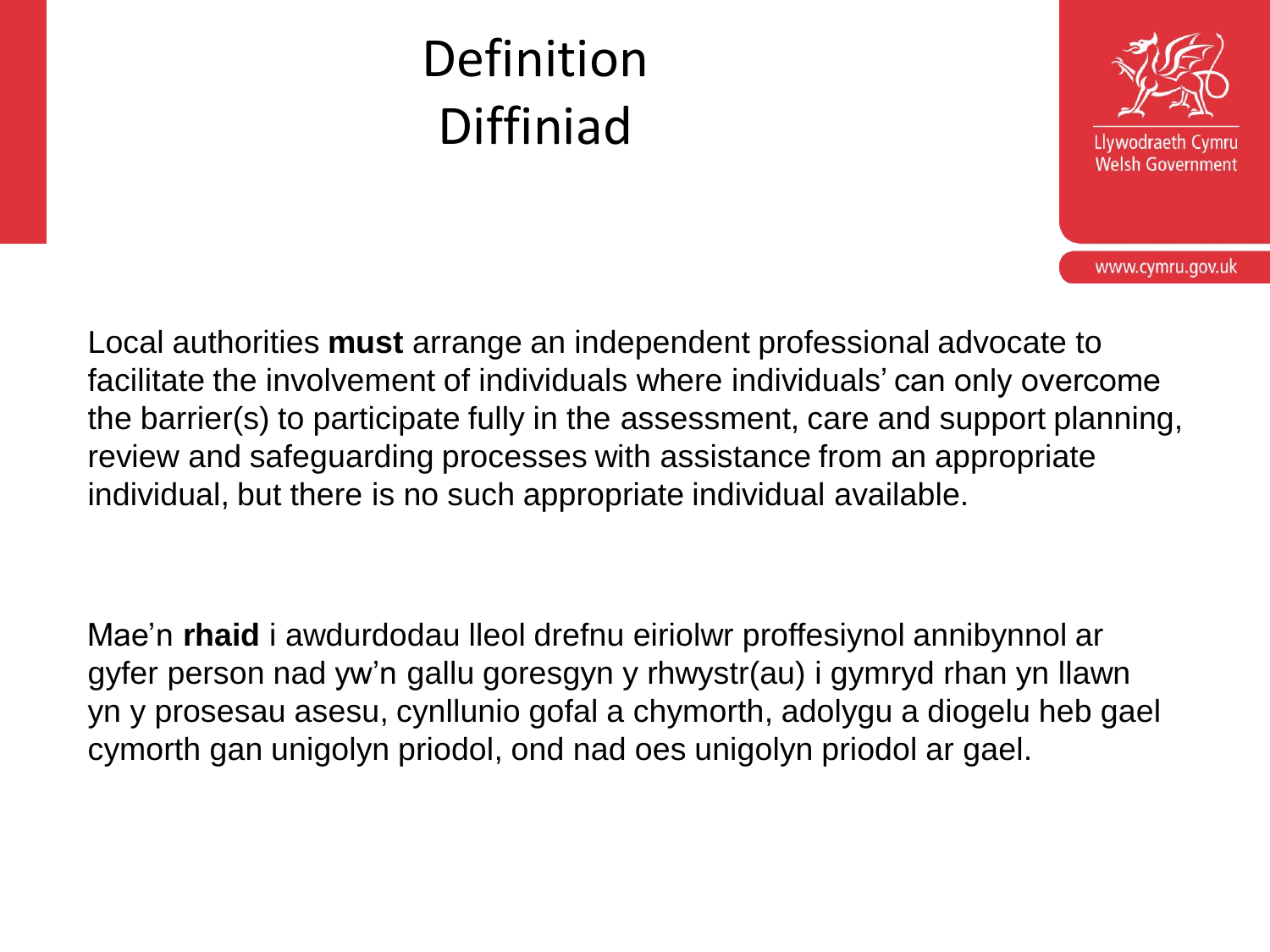# Definition
# Diffiniad

Local authorities **must** arrange an independent professional advocate to facilitate the involvement of individuals where individuals' can only overcome the barrier(s) to participate fully in the assessment, care and support planning, review and safeguarding processes with assistance from an appropriate individual, but there is no such appropriate individual available.

Mae'n **rhaid** i awdurdodau lleol drefnu eiriolwr proffesiynol annibynnol ar gyfer person nad yw'n gallu goresgyn y rhwystr(au) i gymryd rhan yn llawn yn y prosesau asesu, cynllunio gofal a chymorth, adolygu a diogelu heb gael cymorth gan unigolyn priodol, ond nad oes unigolyn priodol ar gael.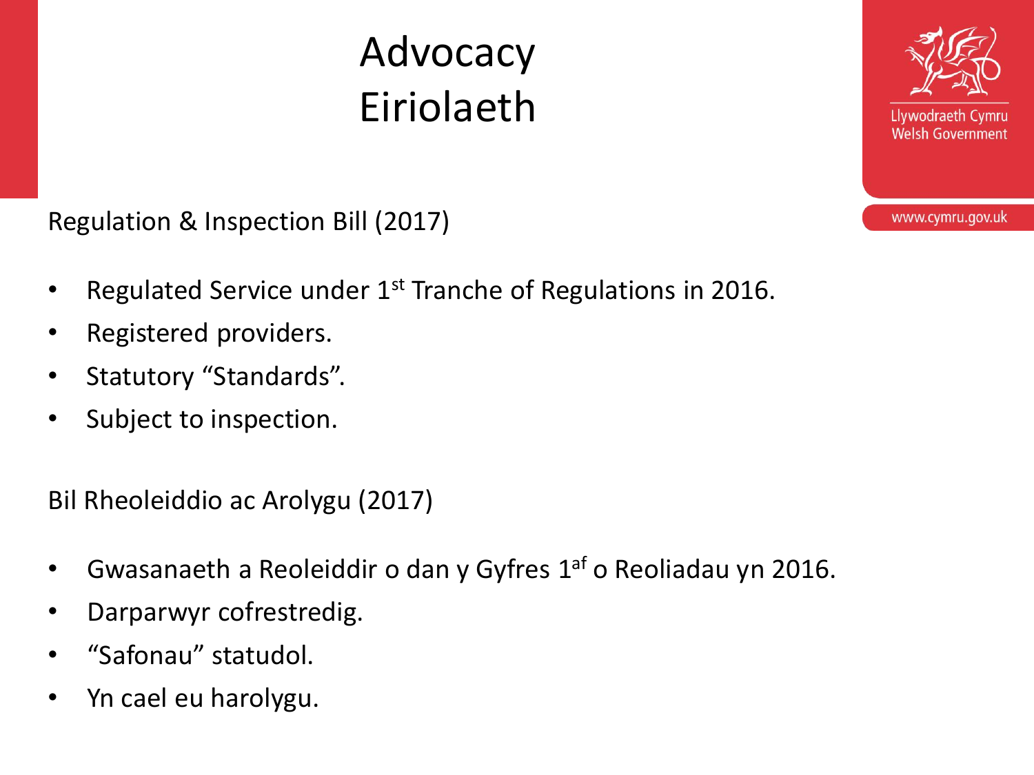# Advocacy
# Eiriolaeth

Regulation & Inspection Bill (2017)

- Regulated Service under 1st Tranche of Regulations in 2016.
- Registered providers.
- Statutory “Standards”.
- Subject to inspection.

Bil Rheoleiddio ac Arolygu (2017)

- Gwasanaeth a Reoleiddir o dan y Gyfres 1af o Reoliadau yn 2016.
- Darparwyr cofrestredig.
- “Safonau” statudol.
- Yn cael eu harolygu.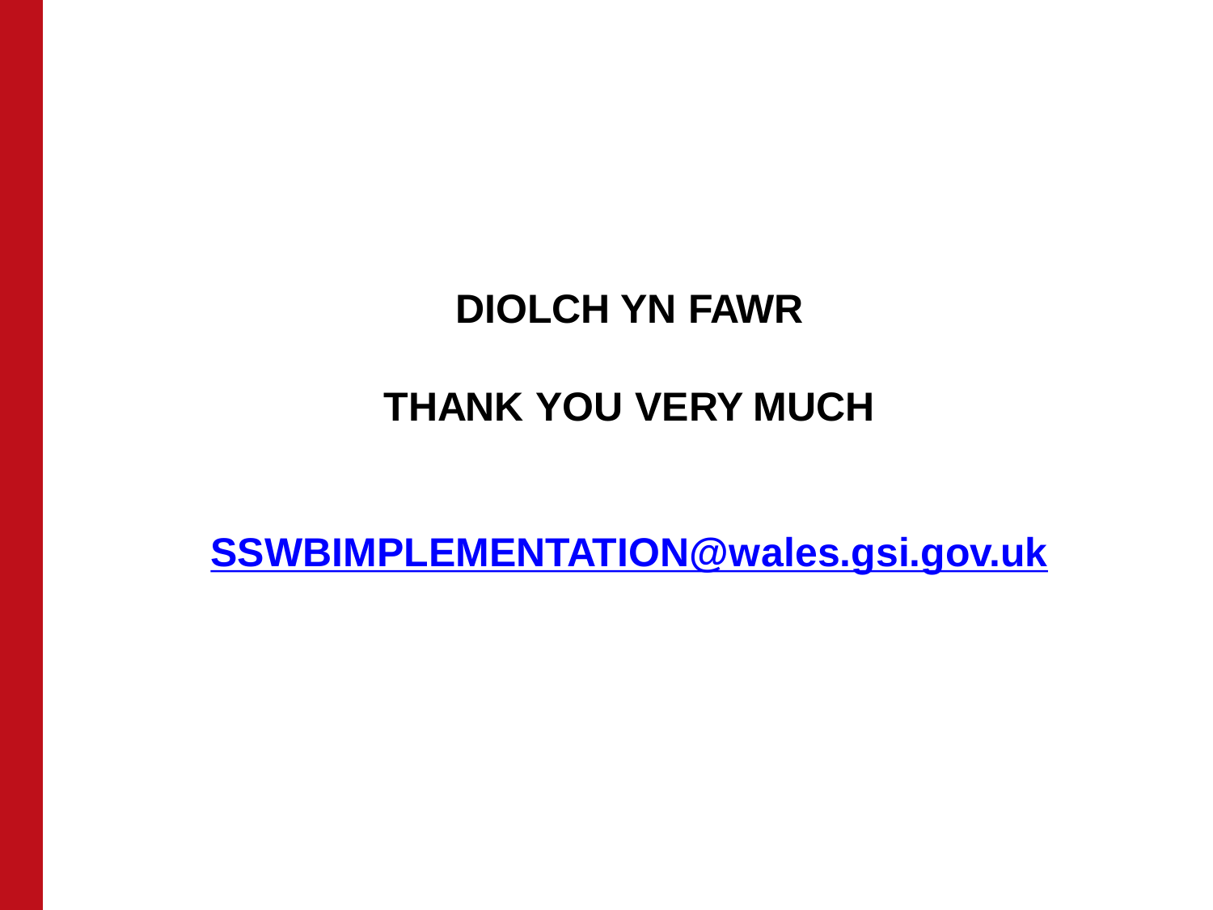**DIOLCH YN FAWR**

**THANK YOU VERY MUCH**

**[SSWBIMPLEMENTATION@wales.gsi.gov.uk](mailto:SSWBIMPLEMENTATION@wales.gsi.gov.uk)**